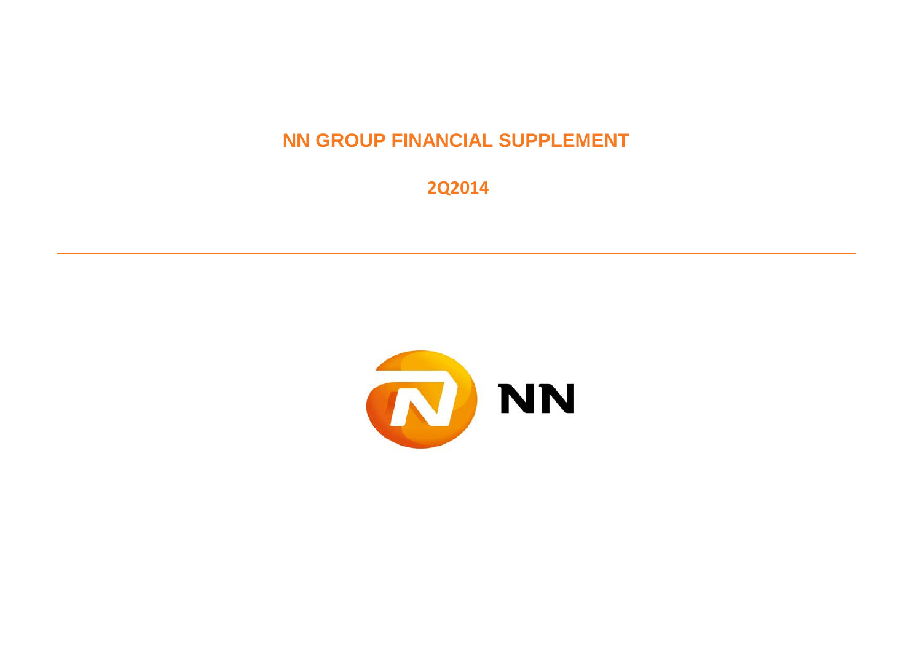# NN GROUP FINANCIAL SUPPLEMENT

## 2Q2014

NN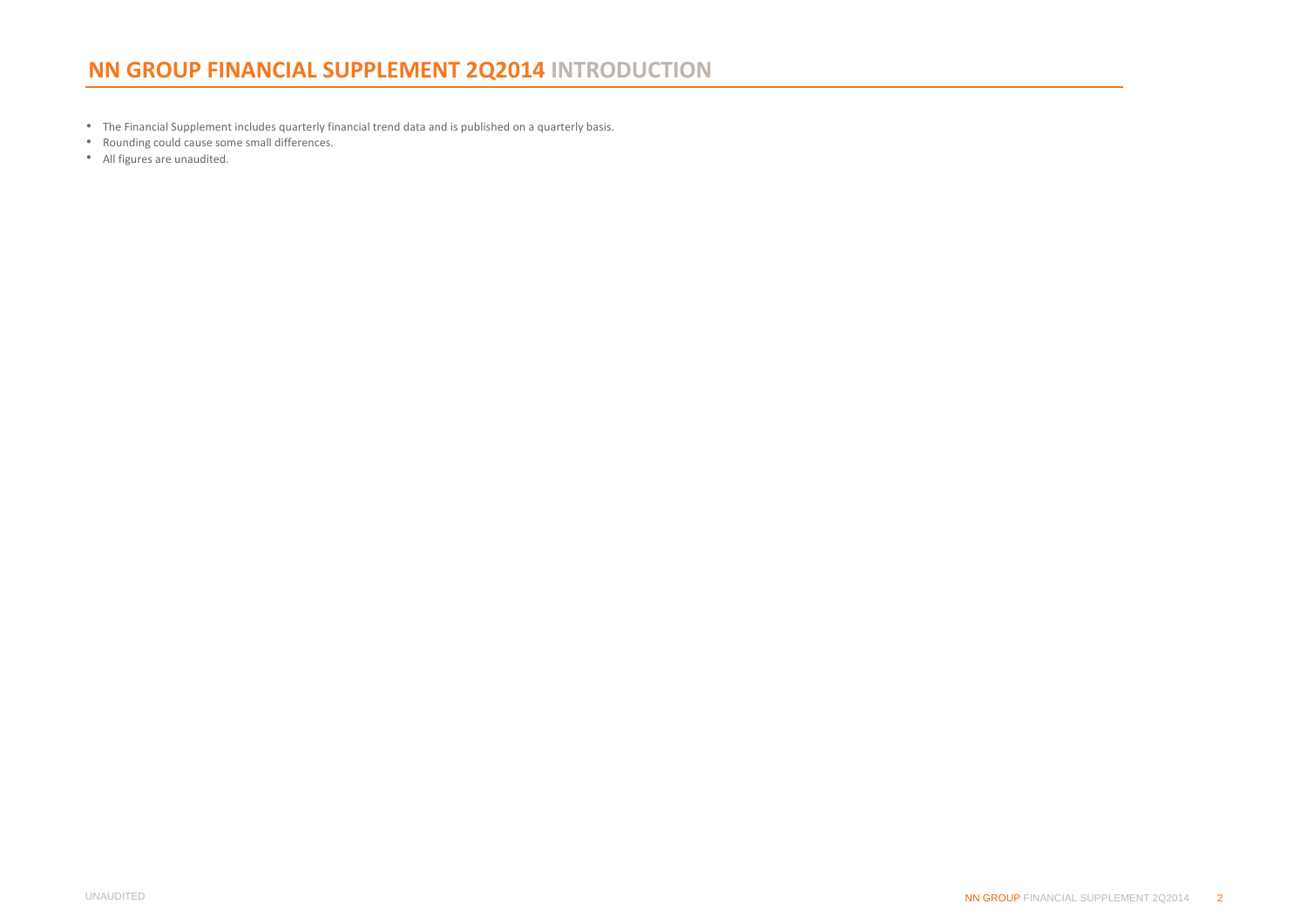# NN GROUP FINANCIAL SUPPLEMENT 2Q2014 INTRODUCTION

- The Financial Supplement includes quarterly financial trend data and is published on a quarterly basis.
- Rounding could cause some small differences.
- All figures are unaudited.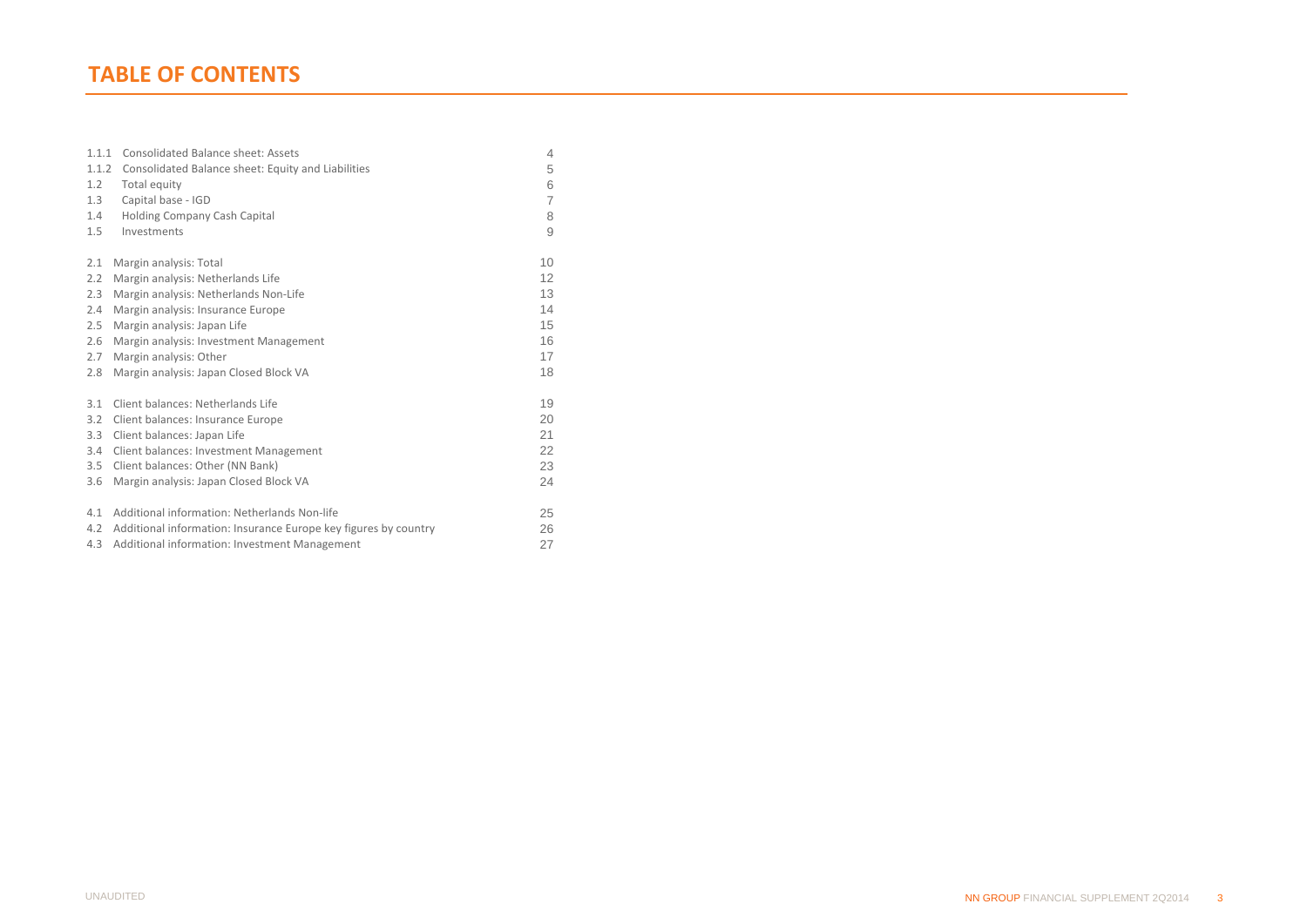# TABLE OF CONTENTS

| | | |
|---|---|---|
| 1.1.1 | Consolidated Balance sheet: Assets | 4 |
| 1.1.2 | Consolidated Balance sheet: Equity and Liabilities | 5 |
| 1.2 | Total equity | 6 |
| 1.3 | Capital base - IGD | 7 |
| 1.4 | Holding Company Cash Capital | 8 |
| 1.5 | Investments | 9 |
| | | |
| 2.1 | Margin analysis: Total | 10 |
| 2.2 | Margin analysis: Netherlands Life | 12 |
| 2.3 | Margin analysis: Netherlands Non-Life | 13 |
| 2.4 | Margin analysis: Insurance Europe | 14 |
| 2.5 | Margin analysis: Japan Life | 15 |
| 2.6 | Margin analysis: Investment Management | 16 |
| 2.7 | Margin analysis: Other | 17 |
| 2.8 | Margin analysis: Japan Closed Block VA | 18 |
| | | |
| 3.1 | Client balances: Netherlands Life | 19 |
| 3.2 | Client balances: Insurance Europe | 20 |
| 3.3 | Client balances: Japan Life | 21 |
| 3.4 | Client balances: Investment Management | 22 |
| 3.5 | Client balances: Other (NN Bank) | 23 |
| 3.6 | Margin analysis: Japan Closed Block VA | 24 |
| | | |
| 4.1 | Additional information: Netherlands Non-life | 25 |
| 4.2 | Additional information: Insurance Europe key figures by country | 26 |
| 4.3 | Additional information: Investment Management | 27 |

UNAUDITED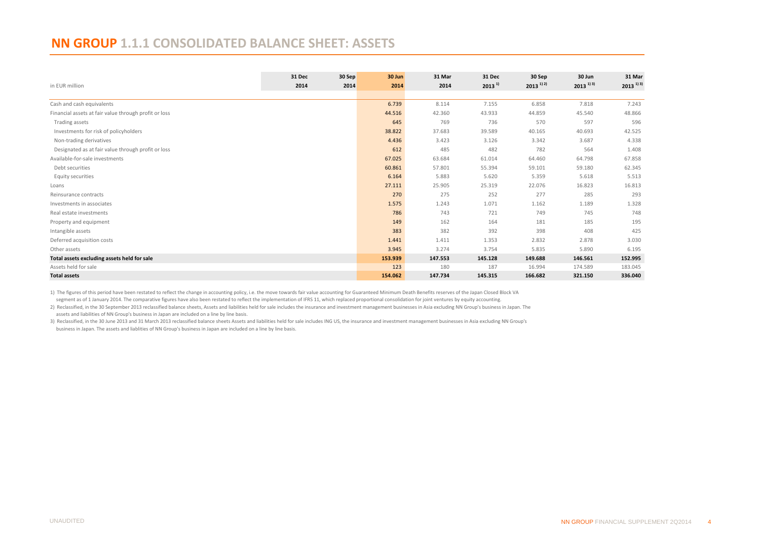# NN GROUP 1.1.1 CONSOLIDATED BALANCE SHEET: ASSETS

| in EUR million | 31 Dec 2014 | 30 Sep 2014 | 30 Jun 2014 | 31 Mar 2014 | 31 Dec 2013 [1] | 30 Sep 2013 [1,2] | 30 Jun 2013 [1,3] | 31 Mar 2013 [1,3] |
|---|---|---|---|---|---|---|---|---|
| Cash and cash equivalents | | | 6.739 | 8.114 | 7.155 | 6.858 | 7.818 | 7.243 |
| Financial assets at fair value through profit or loss | | | 44.516 | 42.360 | 43.933 | 44.859 | 45.540 | 48.866 |
| Trading assets | | | 645 | 769 | 736 | 570 | 597 | 596 |
| Investments for risk of policyholders | | | 38.822 | 37.683 | 39.589 | 40.165 | 40.693 | 42.525 |
| Non-trading derivatives | | | 4.436 | 3.423 | 3.126 | 3.342 | 3.687 | 4.338 |
| Designated as at fair value through profit or loss | | | 612 | 485 | 482 | 782 | 564 | 1.408 |
| Available-for-sale investments | | | 67.025 | 63.684 | 61.014 | 64.460 | 64.798 | 67.858 |
| Debt securities | | | 60.861 | 57.801 | 55.394 | 59.101 | 59.180 | 62.345 |
| Equity securities | | | 6.164 | 5.883 | 5.620 | 5.359 | 5.618 | 5.513 |
| Loans | | | 27.111 | 25.905 | 25.319 | 22.076 | 16.823 | 16.813 |
| Reinsurance contracts | | | 270 | 275 | 252 | 277 | 285 | 293 |
| Investments in associates | | | 1.575 | 1.243 | 1.071 | 1.162 | 1.189 | 1.328 |
| Real estate investments | | | 786 | 743 | 721 | 749 | 745 | 748 |
| Property and equipment | | | 149 | 162 | 164 | 181 | 185 | 195 |
| Intangible assets | | | 383 | 382 | 392 | 398 | 408 | 425 |
| Deferred acquisition costs | | | 1.441 | 1.411 | 1.353 | 2.832 | 2.878 | 3.030 |
| Other assets | | | 3.945 | 3.274 | 3.754 | 5.835 | 5.890 | 6.195 |
| **Total assets excluding assets held for sale** | | | **153.939** | **147.553** | **145.128** | **149.688** | **146.561** | **152.995** |
| Assets held for sale | | | 123 | 180 | 187 | 16.994 | 174.589 | 183.045 |
| **Total assets** | | | **154.062** | **147.734** | **145.315** | **166.682** | **321.150** | **336.040** |

1) The figures of this period have been restated to reflect the change in accounting policy, i.e. the move towards fair value accounting for Guaranteed Minimum Death Benefits reserves of the Japan Closed Block VA segment as of 1 January 2014. The comparative figures have also been restated to reflect the implementation of IFRS 11, which replaced proportional consolidation for joint ventures by equity accounting.

2) Reclassified, in the 30 September 2013 reclassified balance sheets, Assets and liabilities held for sale includes the insurance and investment management businesses in Asia excluding NN Group's business in Japan. The assets and liabilities of NN Group's business in Japan are included on a line by line basis.

3) Reclassified, in the 30 June 2013 and 31 March 2013 reclassified balance sheets Assets and liabilities held for sale includes ING US, the insurance and investment management businesses in Asia excluding NN Group's business in Japan. The assets and liablities of NN Group's business in Japan are included on a line by line basis.

UNAUDITED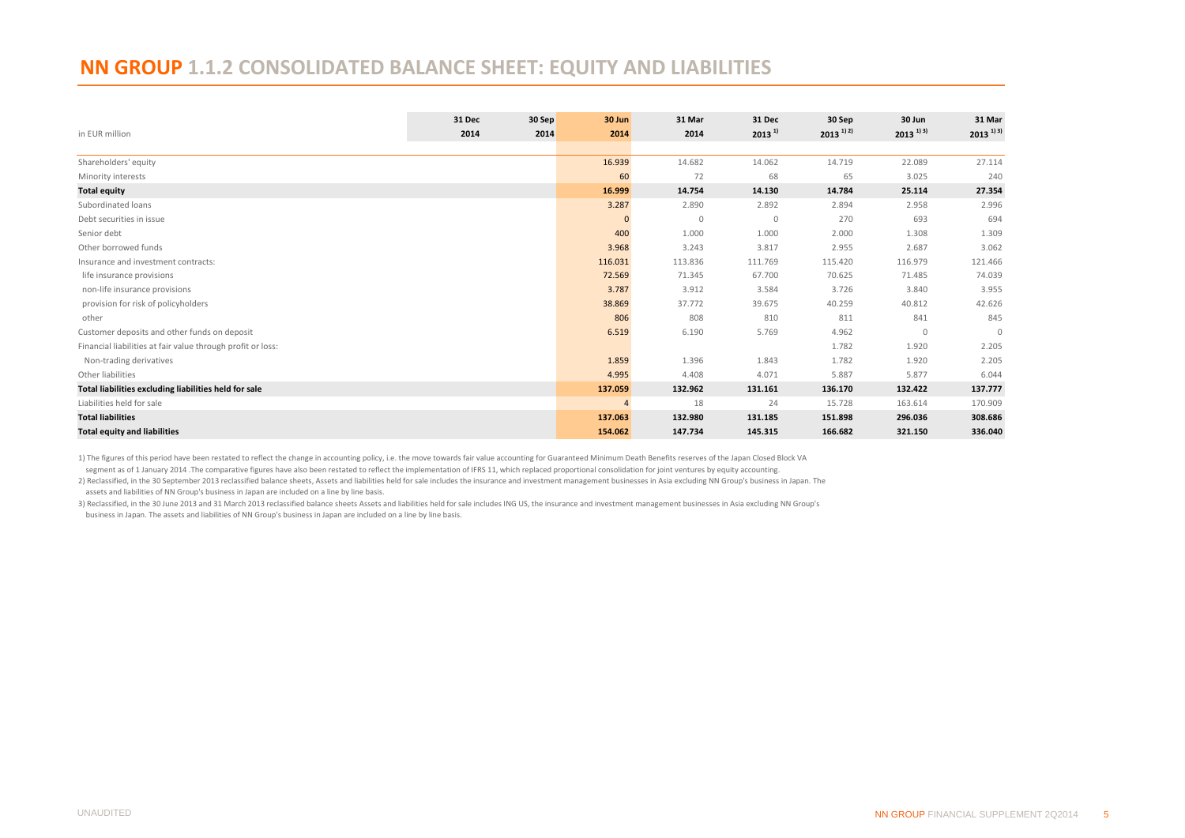# NN GROUP 1.1.2 CONSOLIDATED BALANCE SHEET: EQUITY AND LIABILITIES

| in EUR million | 31 Dec 2014 | 30 Sep 2014 | 30 Jun 2014 | 31 Mar 2014 | 31 Dec 2013 [1] | 30 Sep 2013 [1,2] | 30 Jun 2013 [1,3] | 31 Mar 2013 [1,3] |
|---|---|---|---|---|---|---|---|---|
| Shareholders' equity | | | 16.939 | 14.682 | 14.062 | 14.719 | 22.089 | 27.114 |
| Minority interests | | | 60 | 72 | 68 | 65 | 3.025 | 240 |
| **Total equity** | | | **16.999** | **14.754** | **14.130** | **14.784** | **25.114** | **27.354** |
| Subordinated loans | | | 3.287 | 2.890 | 2.892 | 2.894 | 2.958 | 2.996 |
| Debt securities in issue | | | 0 | 0 | 0 | 270 | 693 | 694 |
| Senior debt | | | 400 | 1.000 | 1.000 | 2.000 | 1.308 | 1.309 |
| Other borrowed funds | | | 3.968 | 3.243 | 3.817 | 2.955 | 2.687 | 3.062 |
| Insurance and investment contracts: | | | 116.031 | 113.836 | 111.769 | 115.420 | 116.979 | 121.466 |
| life insurance provisions | | | 72.569 | 71.345 | 67.700 | 70.625 | 71.485 | 74.039 |
| non-life insurance provisions | | | 3.787 | 3.912 | 3.584 | 3.726 | 3.840 | 3.955 |
| provision for risk of policyholders | | | 38.869 | 37.772 | 39.675 | 40.259 | 40.812 | 42.626 |
| other | | | 806 | 808 | 810 | 811 | 841 | 845 |
| Customer deposits and other funds on deposit | | | 6.519 | 6.190 | 5.769 | 4.962 | 0 | 0 |
| Financial liabilities at fair value through profit or loss: | | | | | | 1.782 | 1.920 | 2.205 |
| Non-trading derivatives | | | 1.859 | 1.396 | 1.843 | 1.782 | 1.920 | 2.205 |
| Other liabilities | | | 4.995 | 4.408 | 4.071 | 5.887 | 5.877 | 6.044 |
| **Total liabilities excluding liabilities held for sale** | | | **137.059** | **132.962** | **131.161** | **136.170** | **132.422** | **137.777** |
| Liabilities held for sale | | | 4 | 18 | 24 | 15.728 | 163.614 | 170.909 |
| **Total liabilities** | | | **137.063** | **132.980** | **131.185** | **151.898** | **296.036** | **308.686** |
| **Total equity and liabilities** | | | **154.062** | **147.734** | **145.315** | **166.682** | **321.150** | **336.040** |

1) The figures of this period have been restated to reflect the change in accounting policy, i.e. the move towards fair value accounting for Guaranteed Minimum Death Benefits reserves of the Japan Closed Block VA segment as of 1 January 2014 .The comparative figures have also been restated to reflect the implementation of IFRS 11, which replaced proportional consolidation for joint ventures by equity accounting.

2) Reclassified, in the 30 September 2013 reclassified balance sheets, Assets and liabilities held for sale includes the insurance and investment management businesses in Asia excluding NN Group's business in Japan. The assets and liabilities of NN Group's business in Japan are included on a line by line basis.

3) Reclassified, in the 30 June 2013 and 31 March 2013 reclassified balance sheets Assets and liabilities held for sale includes ING US, the insurance and investment management businesses in Asia excluding NN Group's business in Japan. The assets and liabilities of NN Group's business in Japan are included on a line by line basis.

UNAUDITED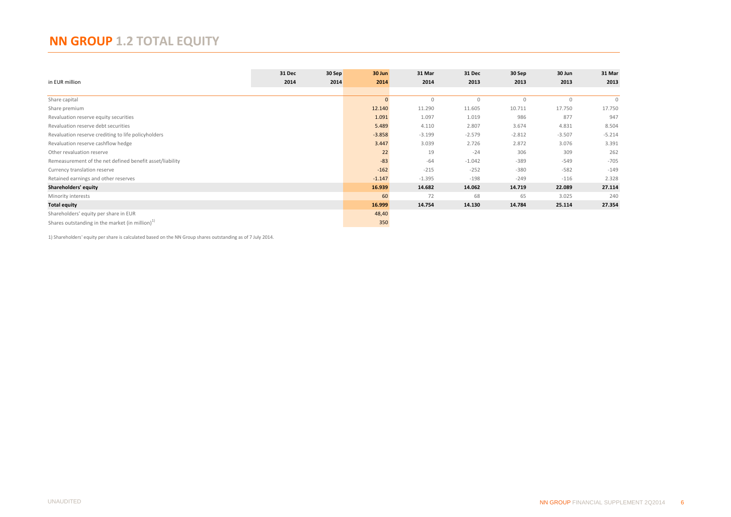# NN GROUP 1.2 TOTAL EQUITY

| in EUR million | 31 Dec 2014 | 30 Sep 2014 | 30 Jun 2014 | 31 Mar 2014 | 31 Dec 2013 | 30 Sep 2013 | 30 Jun 2013 | 31 Mar 2013 |
|---|---|---|---|---|---|---|---|---|
| Share capital | | | 0 | 0 | 0 | 0 | 0 | 0 |
| Share premium | | | 12.140 | 11.290 | 11.605 | 10.711 | 17.750 | 17.750 |
| Revaluation reserve equity securities | | | 1.091 | 1.097 | 1.019 | 986 | 877 | 947 |
| Revaluation reserve debt securities | | | 5.489 | 4.110 | 2.807 | 3.674 | 4.831 | 8.504 |
| Revaluation reserve crediting to life policyholders | | | -3.858 | -3.199 | -2.579 | -2.812 | -3.507 | -5.214 |
| Revaluation reserve cashflow hedge | | | 3.447 | 3.039 | 2.726 | 2.872 | 3.076 | 3.391 |
| Other revaluation reserve | | | 22 | 19 | -24 | 306 | 309 | 262 |
| Remeasurement of the net defined benefit asset/liability | | | -83 | -64 | -1.042 | -389 | -549 | -705 |
| Currency translation reserve | | | -162 | -215 | -252 | -380 | -582 | -149 |
| Retained earnings and other reserves | | | -1.147 | -1.395 | -198 | -249 | -116 | 2.328 |
| **Shareholders' equity** | | | **16.939** | **14.682** | **14.062** | **14.719** | **22.089** | **27.114** |
| Minority interests | | | 60 | 72 | 68 | 65 | 3.025 | 240 |
| **Total equity** | | | **16.999** | **14.754** | **14.130** | **14.784** | **25.114** | **27.354** |
| Shareholders' equity per share in EUR | | | 48,40 | | | | | |
| Shares outstanding in the market (in million)[1] | | | 350 | | | | | |

1) Shareholders' equity per share is calculated based on the NN Group shares outstanding as of 7 July 2014.

UNAUDITED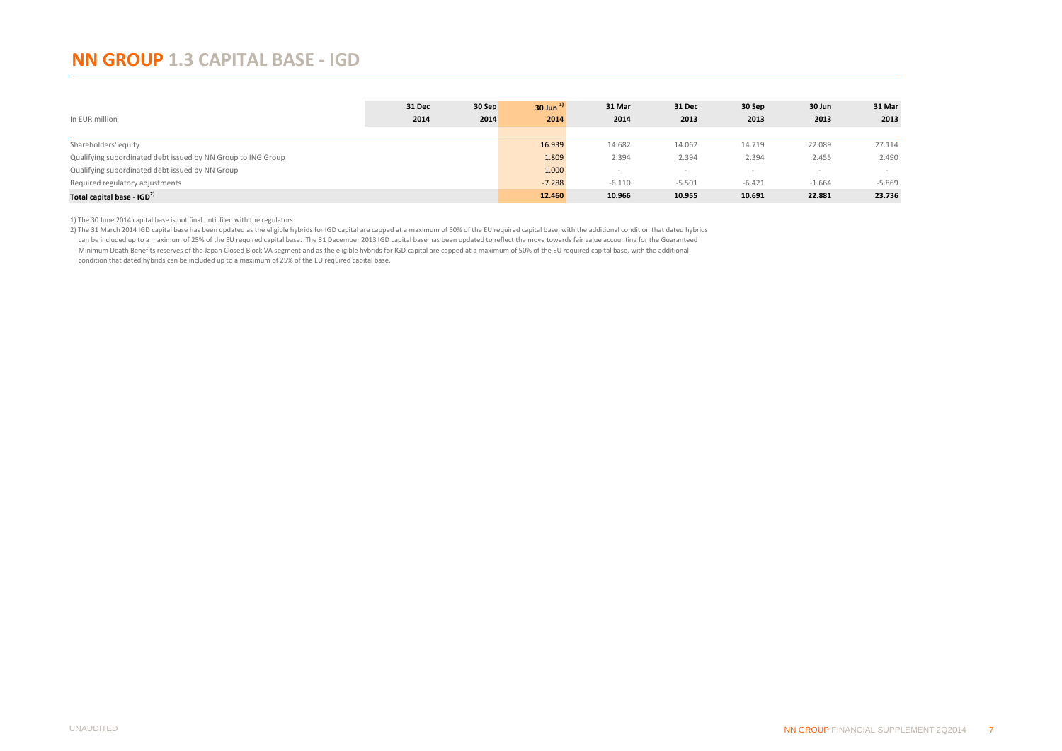# NN GROUP 1.3 CAPITAL BASE - IGD

| In EUR million | 31 Dec 2014 | 30 Sep 2014 | 30 Jun 2014 [1] | 31 Mar 2014 | 31 Dec 2013 | 30 Sep 2013 | 30 Jun 2013 | 31 Mar 2013 |
|---|---|---|---|---|---|---|---|---|
| Shareholders' equity | | | 16.939 | 14.682 | 14.062 | 14.719 | 22.089 | 27.114 |
| Qualifying subordinated debt issued by NN Group to ING Group | | | 1.809 | 2.394 | 2.394 | 2.394 | 2.455 | 2.490 |
| Qualifying subordinated debt issued by NN Group | | | 1.000 | - | - | - | - | - |
| Required regulatory adjustments | | | -7.288 | -6.110 | -5.501 | -6.421 | -1.664 | -5.869 |
| **Total capital base - IGD [2]** | | | **12.460** | **10.966** | **10.955** | **10.691** | **22.881** | **23.736** |

1) The 30 June 2014 capital base is not final until filed with the regulators.

2) The 31 March 2014 IGD capital base has been updated as the eligible hybrids for IGD capital are capped at a maximum of 50% of the EU required capital base, with the additional condition that dated hybrids can be included up to a maximum of 25% of the EU required capital base. The 31 December 2013 IGD capital base has been updated to reflect the move towards fair value accounting for the Guaranteed Minimum Death Benefits reserves of the Japan Closed Block VA segment and as the eligible hybrids for IGD capital are capped at a maximum of 50% of the EU required capital base, with the additional condition that dated hybrids can be included up to a maximum of 25% of the EU required capital base.

UNAUDITED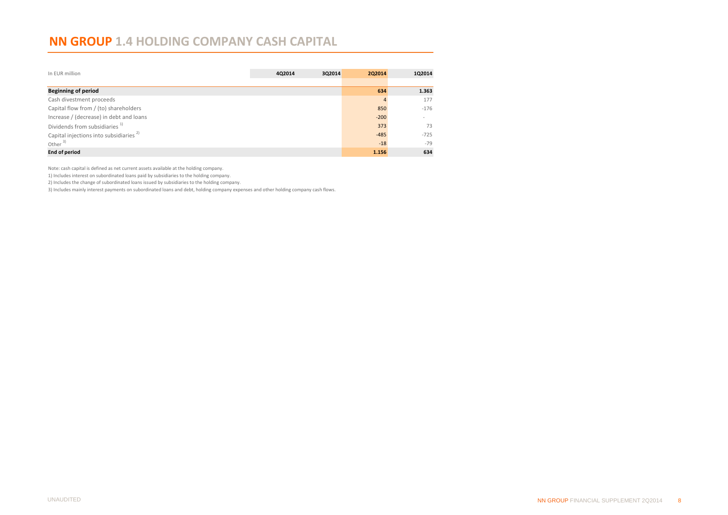# NN GROUP 1.4 HOLDING COMPANY CASH CAPITAL

| In EUR million | 4Q2014 | 3Q2014 | 2Q2014 | 1Q2014 |
|---|---|---|---|---|
| **Beginning of period** | | | **634** | **1.363** |
| Cash divestment proceeds | | | 4 | 177 |
| Capital flow from / (to) shareholders | | | 850 | -176 |
| Increase / (decrease) in debt and loans | | | -200 | - |
| Dividends from subsidiaries [1] | | | 373 | 73 |
| Capital injections into subsidiaries [2] | | | -485 | -725 |
| Other [3] | | | -18 | -79 |
| **End of period** | | | **1.156** | **634** |

Note: cash capital is defined as net current assets available at the holding company.

1) Includes interest on subordinated loans paid by subsidiaries to the holding company.

2) Includes the change of subordinated loans issued by subsidiaries to the holding company.

3) Includes mainly interest payments on subordinated loans and debt, holding company expenses and other holding company cash flows.

UNAUDITED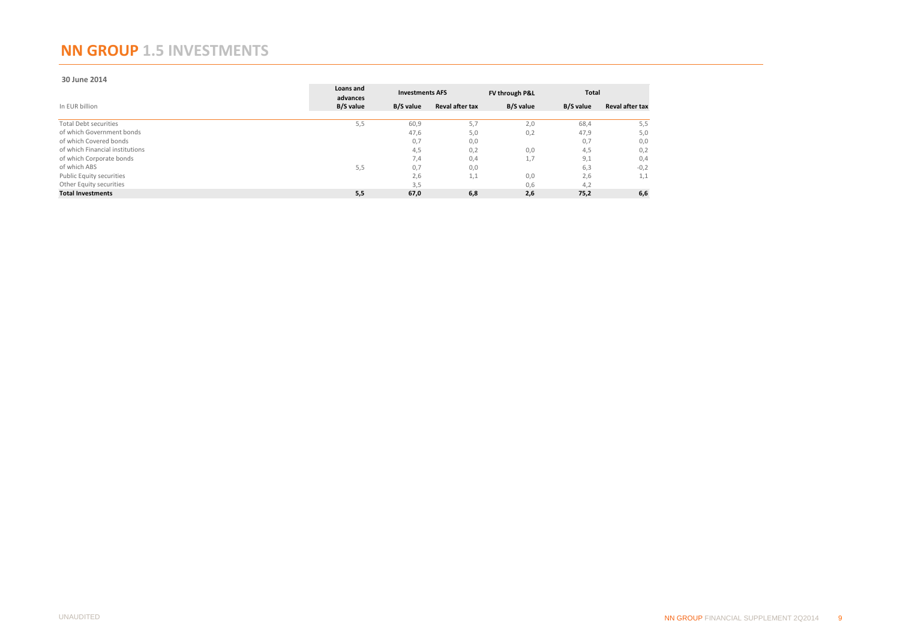# NN GROUP 1.5 INVESTMENTS

**30 June 2014**

| In EUR billion | Loans and advances | Investments AFS | | FV through P&L | Total | |
|---|---|---|---|---|---|---|
| | B/S value | B/S value | Reval after tax | B/S value | B/S value | Reval after tax |
| Total Debt securities | 5,5 | 60,9 | 5,7 | 2,0 | 68,4 | 5,5 |
| of which Government bonds | | 47,6 | 5,0 | 0,2 | 47,9 | 5,0 |
| of which Covered bonds | | 0,7 | 0,0 | | 0,7 | 0,0 |
| of which Financial institutions | | 4,5 | 0,2 | 0,0 | 4,5 | 0,2 |
| of which Corporate bonds | | 7,4 | 0,4 | 1,7 | 9,1 | 0,4 |
| of which ABS | 5,5 | 0,7 | 0,0 | | 6,3 | -0,2 |
| Public Equity securities | | 2,6 | 1,1 | 0,0 | 2,6 | 1,1 |
| Other Equity securities | | 3,5 | | 0,6 | 4,2 | |
| **Total Investments** | **5,5** | **67,0** | **6,8** | **2,6** | **75,2** | **6,6** |

UNAUDITED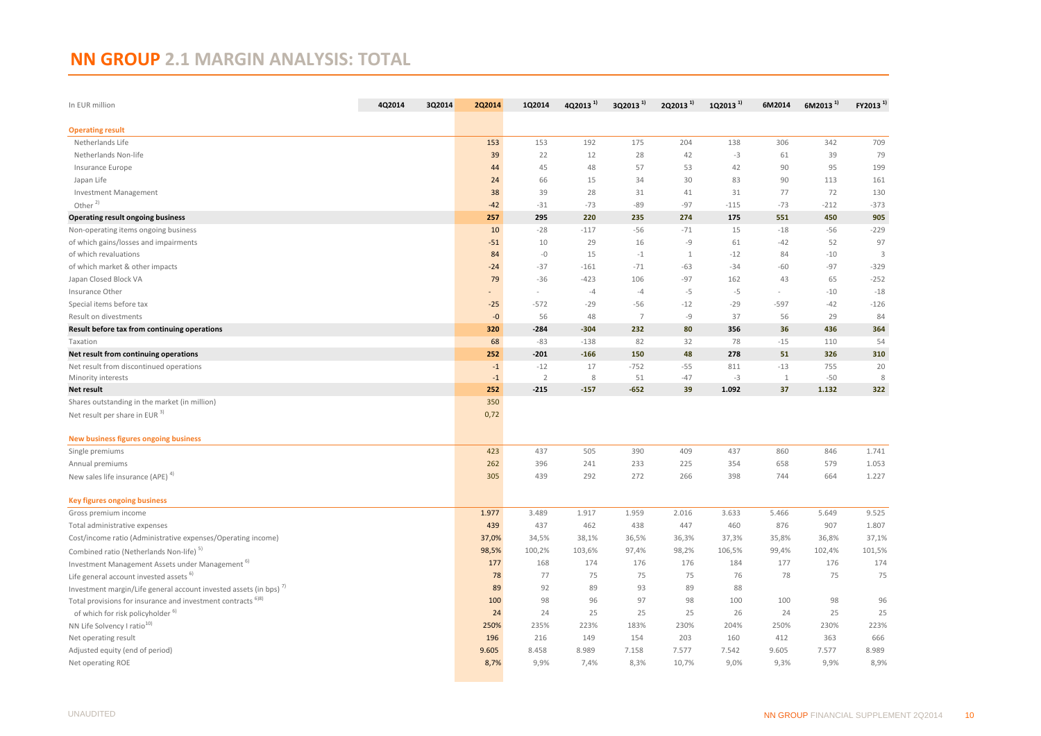# NN GROUP 2.1 MARGIN ANALYSIS: TOTAL

| In EUR million | 4Q2014 | 3Q2014 | 2Q2014 | 1Q2014 | 4Q2013 [1] | 3Q2013 [1] | 2Q2013 [1] | 1Q2013 [1] | 6M2014 | 6M2013 [1] | FY2013 [1] |
|---|---|---|---|---|---|---|---|---|---|---|---|
| **Operating result** | | | | | | | | | | | |
| Netherlands Life | | | 153 | 153 | 192 | 175 | 204 | 138 | 306 | 342 | 709 |
| Netherlands Non-life | | | 39 | 22 | 12 | 28 | 42 | -3 | 61 | 39 | 79 |
| Insurance Europe | | | 44 | 45 | 48 | 57 | 53 | 42 | 90 | 95 | 199 |
| Japan Life | | | 24 | 66 | 15 | 34 | 30 | 83 | 90 | 113 | 161 |
| Investment Management | | | 38 | 39 | 28 | 31 | 41 | 31 | 77 | 72 | 130 |
| Other [2] | | | -42 | -31 | -73 | -89 | -97 | -115 | -73 | -212 | -373 |
| **Operating result ongoing business** | | | **257** | **295** | **220** | **235** | **274** | **175** | **551** | **450** | **905** |
| Non-operating items ongoing business | | | 10 | -28 | -117 | -56 | -71 | 15 | -18 | -56 | -229 |
| of which gains/losses and impairments | | | -51 | 10 | 29 | 16 | -9 | 61 | -42 | 52 | 97 |
| of which revaluations | | | 84 | -0 | 15 | -1 | 1 | -12 | 84 | -10 | 3 |
| of which market & other impacts | | | -24 | -37 | -161 | -71 | -63 | -34 | -60 | -97 | -329 |
| Japan Closed Block VA | | | 79 | -36 | -423 | 106 | -97 | 162 | 43 | 65 | -252 |
| Insurance Other | | | - | - | -4 | -4 | -5 | -5 | - | -10 | -18 |
| Special items before tax | | | -25 | -572 | -29 | -56 | -12 | -29 | -597 | -42 | -126 |
| Result on divestments | | | -0 | 56 | 48 | 7 | -9 | 37 | 56 | 29 | 84 |
| **Result before tax from continuing operations** | | | **320** | **-284** | **-304** | **232** | **80** | **356** | **36** | **436** | **364** |
| Taxation | | | 68 | -83 | -138 | 82 | 32 | 78 | -15 | 110 | 54 |
| **Net result from continuing operations** | | | **252** | **-201** | **-166** | **150** | **48** | **278** | **51** | **326** | **310** |
| Net result from discontinued operations | | | -1 | -12 | 17 | -752 | -55 | 811 | -13 | 755 | 20 |
| Minority interests | | | -1 | 2 | 8 | 51 | -47 | -3 | 1 | -50 | 8 |
| **Net result** | | | **252** | **-215** | **-157** | **-652** | **39** | **1.092** | **37** | **1.132** | **322** |
| Shares outstanding in the market (in million) | | | 350 | | | | | | | | |
| Net result per share in EUR [3] | | | 0,72 | | | | | | | | |
| **New business figures ongoing business** | | | | | | | | | | | |
| Single premiums | | | 423 | 437 | 505 | 390 | 409 | 437 | 860 | 846 | 1.741 |
| Annual premiums | | | 262 | 396 | 241 | 233 | 225 | 354 | 658 | 579 | 1.053 |
| New sales life insurance (APE) [4] | | | 305 | 439 | 292 | 272 | 266 | 398 | 744 | 664 | 1.227 |
| **Key figures ongoing business** | | | | | | | | | | | |
| Gross premium income | | | 1.977 | 3.489 | 1.917 | 1.959 | 2.016 | 3.633 | 5.466 | 5.649 | 9.525 |
| Total administrative expenses | | | 439 | 437 | 462 | 438 | 447 | 460 | 876 | 907 | 1.807 |
| Cost/income ratio (Administrative expenses/Operating income) | | | 37,0% | 34,5% | 38,1% | 36,5% | 36,3% | 37,3% | 35,8% | 36,8% | 37,1% |
| Combined ratio (Netherlands Non-life) [5] | | | 98,5% | 100,2% | 103,6% | 97,4% | 98,2% | 106,5% | 99,4% | 102,4% | 101,5% |
| Investment Management Assets under Management [6] | | | 177 | 168 | 174 | 176 | 176 | 184 | 177 | 176 | 174 |
| Life general account invested assets [6] | | | 78 | 77 | 75 | 75 | 75 | 76 | 78 | 75 | 75 |
| Investment margin/Life general account invested assets (in bps) [7] | | | 89 | 92 | 89 | 93 | 89 | 88 | | | |
| Total provisions for insurance and investment contracts [6][8] | | | 100 | 98 | 96 | 97 | 98 | 100 | 100 | 98 | 96 |
| of which for risk policyholder [6] | | | 24 | 24 | 25 | 25 | 25 | 26 | 24 | 25 | 25 |
| NN Life Solvency I ratio [10] | | | 250% | 235% | 223% | 183% | 230% | 204% | 250% | 230% | 223% |
| Net operating result | | | 196 | 216 | 149 | 154 | 203 | 160 | 412 | 363 | 666 |
| Adjusted equity (end of period) | | | 9.605 | 8.458 | 8.989 | 7.158 | 7.577 | 7.542 | 9.605 | 7.577 | 8.989 |
| Net operating ROE | | | 8,7% | 9,9% | 7,4% | 8,3% | 10,7% | 9,0% | 9,3% | 9,9% | 8,9% |

UNAUDITED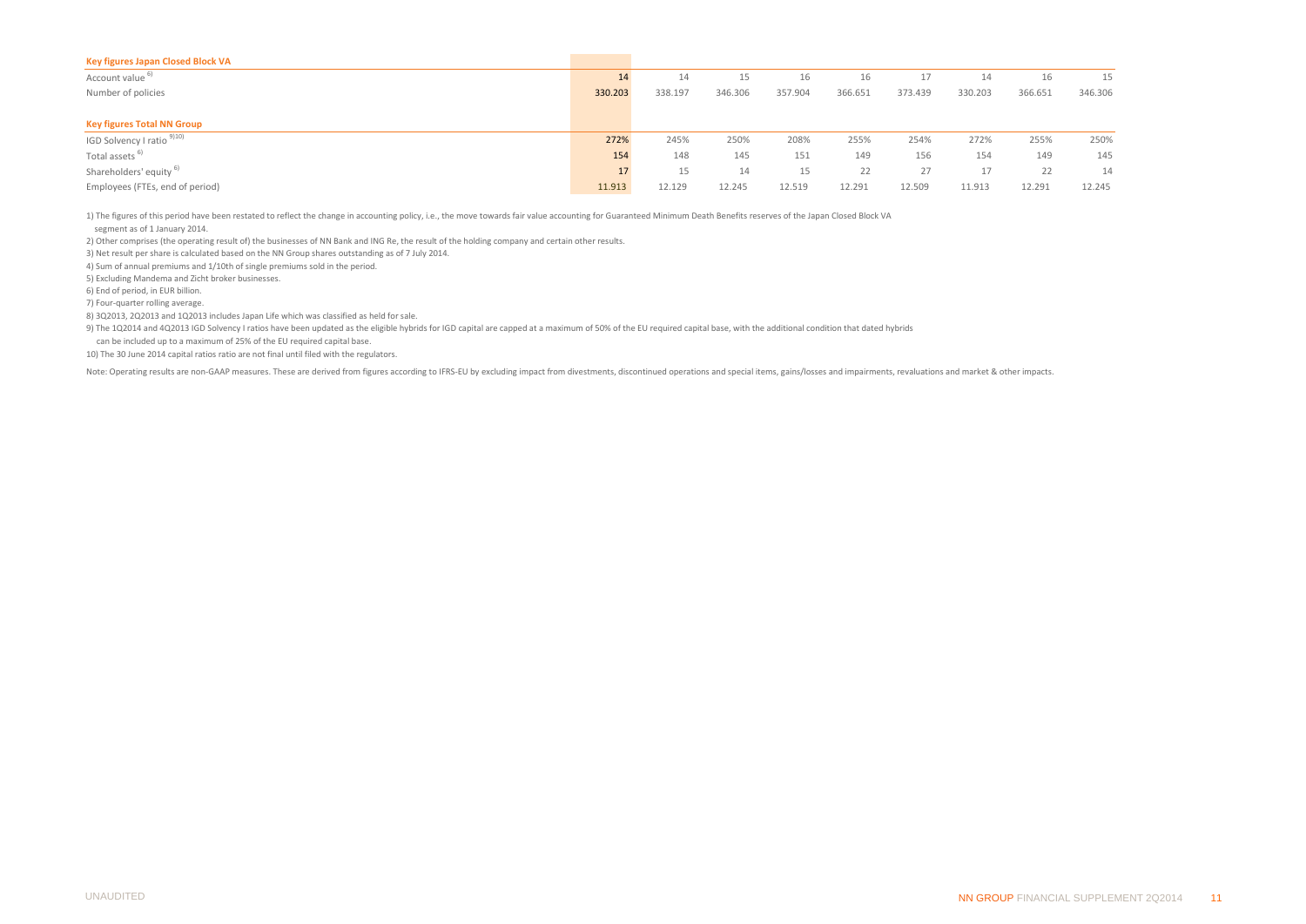| Key figures Japan Closed Block VA | | | | | | | | | |
|---|---|---|---|---|---|---|---|---|---|
| Account value [6] | **14** | 14 | 15 | 16 | 16 | 17 | 14 | 16 | 15 |
| Number of policies | **330.203** | 338.197 | 346.306 | 357.904 | 366.651 | 373.439 | 330.203 | 366.651 | 346.306 |
| | | | | | | | | | |
| **Key figures Total NN Group** | | | | | | | | | |
| IGD Solvency I ratio [9][10] | **272%** | 245% | 250% | 208% | 255% | 254% | 272% | 255% | 250% |
| Total assets [6] | **154** | 148 | 145 | 151 | 149 | 156 | 154 | 149 | 145 |
| Shareholders' equity [6] | **17** | 15 | 14 | 15 | 22 | 27 | 17 | 22 | 14 |
| Employees (FTEs, end of period) | **11.913** | 12.129 | 12.245 | 12.519 | 12.291 | 12.509 | 11.913 | 12.291 | 12.245 |

1) The figures of this period have been restated to reflect the change in accounting policy, i.e., the move towards fair value accounting for Guaranteed Minimum Death Benefits reserves of the Japan Closed Block VA segment as of 1 January 2014.

2) Other comprises (the operating result of) the businesses of NN Bank and ING Re, the result of the holding company and certain other results.

3) Net result per share is calculated based on the NN Group shares outstanding as of 7 July 2014.

4) Sum of annual premiums and 1/10th of single premiums sold in the period.

5) Excluding Mandema and Zicht broker businesses.

6) End of period, in EUR billion.

7) Four-quarter rolling average.

8) 3Q2013, 2Q2013 and 1Q2013 includes Japan Life which was classified as held for sale.

9) The 1Q2014 and 4Q2013 IGD Solvency I ratios have been updated as the eligible hybrids for IGD capital are capped at a maximum of 50% of the EU required capital base, with the additional condition that dated hybrids can be included up to a maximum of 25% of the EU required capital base.

10) The 30 June 2014 capital ratios ratio are not final until filed with the regulators.

Note: Operating results are non-GAAP measures. These are derived from figures according to IFRS-EU by excluding impact from divestments, discontinued operations and special items, gains/losses and impairments, revaluations and market & other impacts.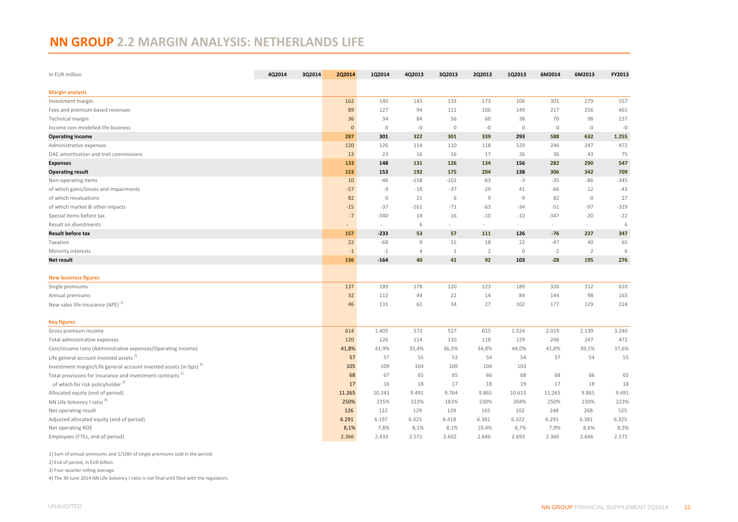# NN GROUP 2.2 MARGIN ANALYSIS: NETHERLANDS LIFE

| In EUR million | 4Q2014 | 3Q2014 | 2Q2014 | 1Q2014 | 4Q2013 | 3Q2013 | 2Q2013 | 1Q2013 | 6M2014 | 6M2013 | FY2013 |
|---|---|---|---|---|---|---|---|---|---|---|---|
| **Margin analysis** | | | | | | | | | | | |
| Investment margin | | | 162 | 140 | 145 | 133 | 173 | 106 | 301 | 279 | 557 |
| Fees and premium based revenues | | | 89 | 127 | 94 | 111 | 106 | 149 | 217 | 256 | 461 |
| Technical margin | | | 36 | 34 | 84 | 56 | 60 | 38 | 70 | 98 | 237 |
| Income non-modelled life business | | | 0 | 0 | -0 | 0 | -0 | 0 | 0 | -0 | -0 |
| **Operating income** | | | **287** | **301** | **322** | **301** | **339** | **293** | **588** | **632** | **1.255** |
| Administrative expenses | | | 120 | 126 | 114 | 110 | 118 | 129 | 246 | 247 | 472 |
| DAC amortisation and trail commissions | | | 13 | 23 | 16 | 16 | 17 | 26 | 36 | 43 | 75 |
| **Expenses** | | | **133** | **148** | **131** | **126** | **134** | **156** | **282** | **290** | **547** |
| **Operating result** | | | **153** | **153** | **192** | **175** | **204** | **138** | **306** | **342** | **709** |
| Non-operating items | | | 10 | -46 | -158 | -102 | -83 | -3 | -35 | -86 | -345 |
| of which gains/losses and impairments | | | -57 | -9 | -18 | -37 | -29 | 41 | -66 | 12 | -43 |
| of which revaluations | | | 82 | 0 | 21 | 6 | 9 | -9 | 82 | -0 | 27 |
| of which market & other impacts | | | -15 | -37 | -161 | -71 | -63 | -34 | -51 | -97 | -329 |
| Special items before tax | | | -7 | -340 | 14 | -16 | -10 | -10 | -347 | -20 | -22 |
| Result on divestments | | | - | - | 6 | - | - | - | - | - | 6 |
| **Result before tax** | | | **157** | **-233** | **53** | **57** | **111** | **126** | **-76** | **237** | **347** |
| Taxation | | | 22 | -68 | 9 | 15 | 18 | 22 | -47 | 40 | 65 |
| Minority interests | | | -1 | -1 | 4 | 1 | 2 | 0 | -2 | 2 | 6 |
| **Net result** | | | **136** | **-164** | **40** | **41** | **92** | **103** | **-28** | **195** | **276** |
| **New business figures** | | | | | | | | | | | |
| Single premiums | | | 137 | 189 | 178 | 120 | 123 | 189 | 326 | 312 | 610 |
| Annual premiums | | | 32 | 112 | 44 | 22 | 14 | 84 | 144 | 98 | 163 |
| New sales life insurance (APE) [1] | | | 46 | 131 | 61 | 34 | 27 | 102 | 177 | 129 | 224 |
| **Key figures** | | | | | | | | | | | |
| Gross premium income | | | 614 | 1.405 | 573 | 527 | 615 | 1.524 | 2.019 | 2.139 | 3.240 |
| Total administrative expenses | | | 120 | 126 | 114 | 110 | 118 | 129 | 246 | 247 | 472 |
| Cost/income ratio (Administrative expenses/Operating income) | | | 41,8% | 41,9% | 35,4% | 36,5% | 34,8% | 44,0% | 41,8% | 39,1% | 37,6% |
| Life general account invested assets [2] | | | 57 | 57 | 55 | 53 | 54 | 54 | 57 | 54 | 55 |
| Investment margin/Life general account invested assets (in bps) [3] | | | 105 | 109 | 104 | 109 | 104 | 103 | | | |
| Total provisions for insurance and investment contracts [2] | | | 68 | 67 | 65 | 65 | 66 | 68 | 68 | 66 | 65 |
| of which for risk policyholder [2] | | | 17 | 16 | 18 | 17 | 18 | 19 | 17 | 18 | 18 |
| Allocated equity (end of period) | | | 11.265 | 10.243 | 9.491 | 9.764 | 9.865 | 10.615 | 11.265 | 9.865 | 9.491 |
| NN Life Solvency I ratio [4] | | | 250% | 235% | 223% | 183% | 230% | 204% | 250% | 230% | 223% |
| Net operating result | | | 126 | 122 | 129 | 129 | 165 | 102 | 248 | 268 | 525 |
| Adjusted allocated equity (end of period) | | | 6.291 | 6.197 | 6.325 | 6.418 | 6.381 | 6.322 | 6.291 | 6.381 | 6.325 |
| Net operating ROE | | | 8,1% | 7,8% | 8,1% | 8,1% | 10,4% | 6,7% | 7,9% | 8,6% | 8,3% |
| Employees (FTEs, end of period) | | | 2.366 | 2.433 | 2.571 | 2.602 | 2.646 | 2.693 | 2.366 | 2.646 | 2.571 |

1) Sum of annual premiums and 1/10th of single premiums sold in the period.

2) End of period, in EUR billion.

3) Four-quarter rolling average.

4) The 30 June 2014 NN Life Solvency I ratio is not final until filed with the regulators.

UNAUDITED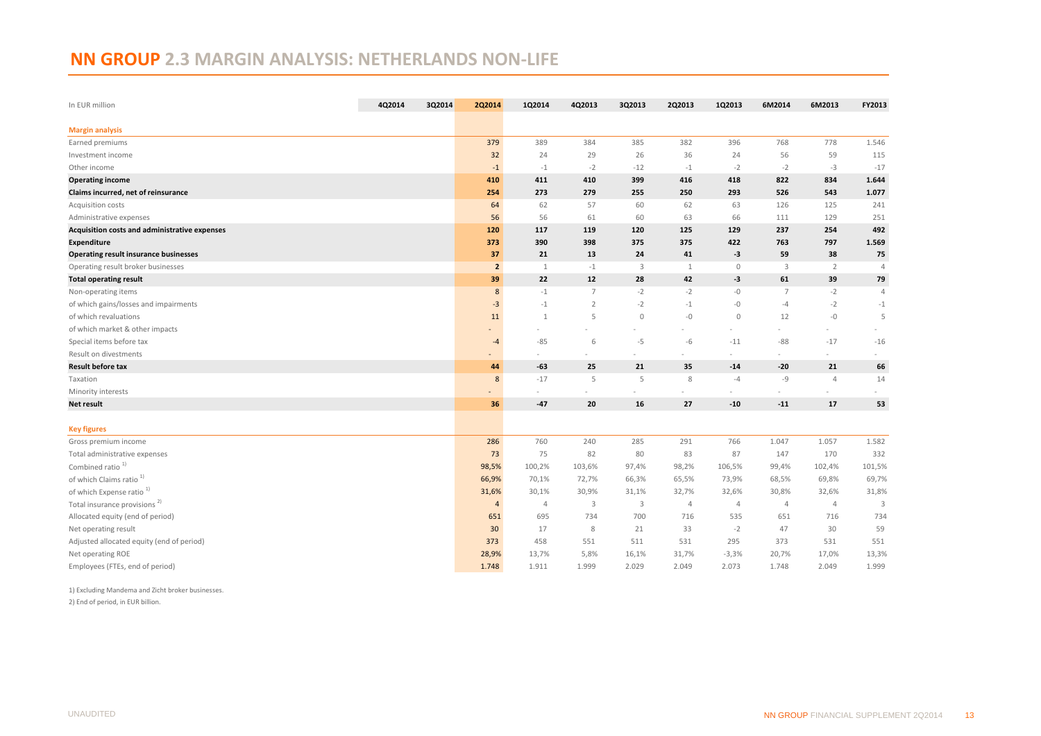# NN GROUP 2.3 MARGIN ANALYSIS: NETHERLANDS NON-LIFE

| In EUR million | 4Q2014 | 3Q2014 | 2Q2014 | 1Q2014 | 4Q2013 | 3Q2013 | 2Q2013 | 1Q2013 | 6M2014 | 6M2013 | FY2013 |
|---|---|---|---|---|---|---|---|---|---|---|---|
| **Margin analysis** | | | | | | | | | | | |
| Earned premiums | | | 379 | 389 | 384 | 385 | 382 | 396 | 768 | 778 | 1.546 |
| Investment income | | | 32 | 24 | 29 | 26 | 36 | 24 | 56 | 59 | 115 |
| Other income | | | -1 | -1 | -2 | -12 | -1 | -2 | -2 | -3 | -17 |
| **Operating income** | | | **410** | **411** | **410** | **399** | **416** | **418** | **822** | **834** | **1.644** |
| **Claims incurred, net of reinsurance** | | | **254** | **273** | **279** | **255** | **250** | **293** | **526** | **543** | **1.077** |
| Acquisition costs | | | 64 | 62 | 57 | 60 | 62 | 63 | 126 | 125 | 241 |
| Administrative expenses | | | 56 | 56 | 61 | 60 | 63 | 66 | 111 | 129 | 251 |
| **Acquisition costs and administrative expenses** | | | **120** | **117** | **119** | **120** | **125** | **129** | **237** | **254** | **492** |
| **Expenditure** | | | **373** | **390** | **398** | **375** | **375** | **422** | **763** | **797** | **1.569** |
| **Operating result insurance businesses** | | | **37** | **21** | **13** | **24** | **41** | **-3** | **59** | **38** | **75** |
| Operating result broker businesses | | | 2 | 1 | -1 | 3 | 1 | 0 | 3 | 2 | 4 |
| **Total operating result** | | | **39** | **22** | **12** | **28** | **42** | **-3** | **61** | **39** | **79** |
| Non-operating items | | | 8 | -1 | 7 | -2 | -2 | -0 | 7 | -2 | 4 |
| of which gains/losses and impairments | | | -3 | -1 | 2 | -2 | -1 | -0 | -4 | -2 | -1 |
| of which revaluations | | | 11 | 1 | 5 | 0 | -0 | 0 | 12 | -0 | 5 |
| of which market & other impacts | | | - | - | - | - | - | - | - | - | - |
| Special items before tax | | | -4 | -85 | 6 | -5 | -6 | -11 | -88 | -17 | -16 |
| Result on divestments | | | - | - | - | - | - | - | - | - | - |
| **Result before tax** | | | **44** | **-63** | **25** | **21** | **35** | **-14** | **-20** | **21** | **66** |
| Taxation | | | 8 | -17 | 5 | 5 | 8 | -4 | -9 | 4 | 14 |
| Minority interests | | | - | - | - | - | - | - | - | - | - |
| **Net result** | | | **36** | **-47** | **20** | **16** | **27** | **-10** | **-11** | **17** | **53** |
| **Key figures** | | | | | | | | | | | |
| Gross premium income | | | 286 | 760 | 240 | 285 | 291 | 766 | 1.047 | 1.057 | 1.582 |
| Total administrative expenses | | | 73 | 75 | 82 | 80 | 83 | 87 | 147 | 170 | 332 |
| Combined ratio [1] | | | 98,5% | 100,2% | 103,6% | 97,4% | 98,2% | 106,5% | 99,4% | 102,4% | 101,5% |
| of which Claims ratio [1] | | | 66,9% | 70,1% | 72,7% | 66,3% | 65,5% | 73,9% | 68,5% | 69,8% | 69,7% |
| of which Expense ratio [1] | | | 31,6% | 30,1% | 30,9% | 31,1% | 32,7% | 32,6% | 30,8% | 32,6% | 31,8% |
| Total insurance provisions [2] | | | 4 | 4 | 3 | 3 | 4 | 4 | 4 | 4 | 3 |
| Allocated equity (end of period) | | | 651 | 695 | 734 | 700 | 716 | 535 | 651 | 716 | 734 |
| Net operating result | | | 30 | 17 | 8 | 21 | 33 | -2 | 47 | 30 | 59 |
| Adjusted allocated equity (end of period) | | | 373 | 458 | 551 | 511 | 531 | 295 | 373 | 531 | 551 |
| Net operating ROE | | | 28,9% | 13,7% | 5,8% | 16,1% | 31,7% | -3,3% | 20,7% | 17,0% | 13,3% |
| Employees (FTEs, end of period) | | | 1.748 | 1.911 | 1.999 | 2.029 | 2.049 | 2.073 | 1.748 | 2.049 | 1.999 |

1) Excluding Mandema and Zicht broker businesses.

2) End of period, in EUR billion.

UNAUDITED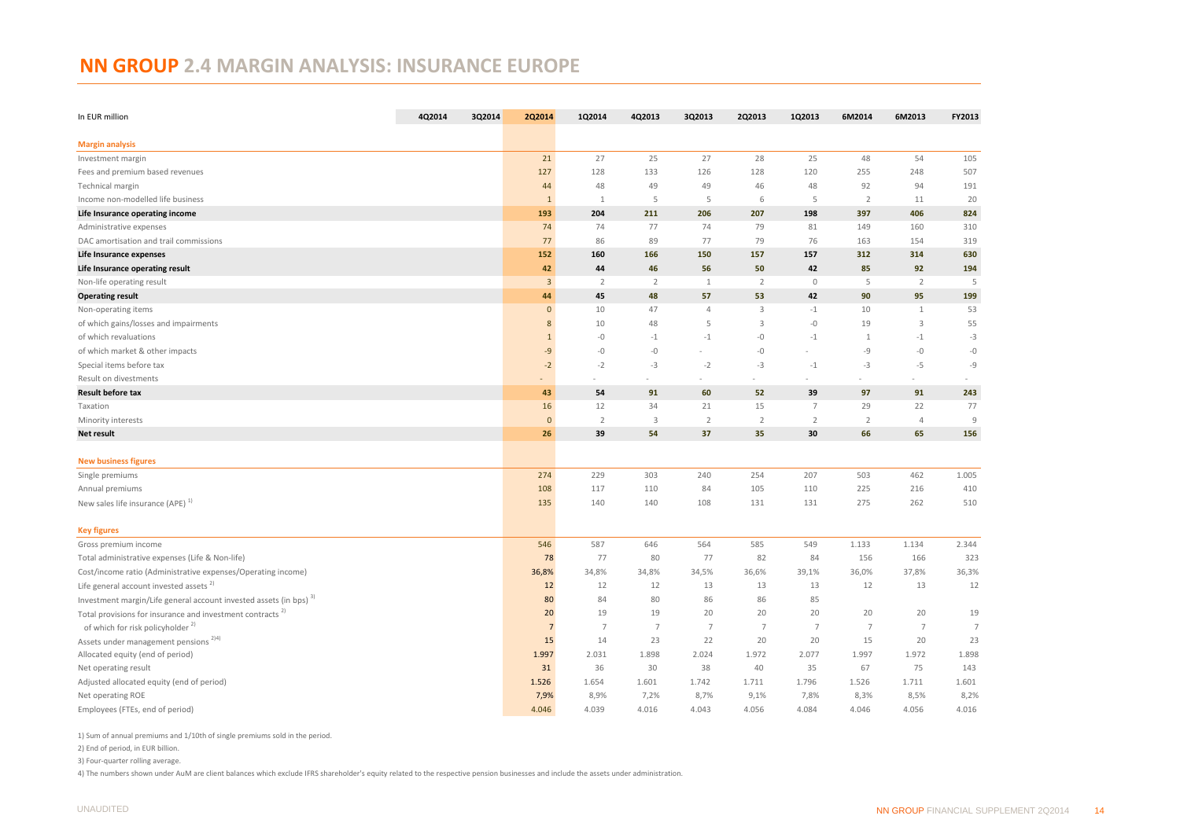# NN GROUP 2.4 MARGIN ANALYSIS: INSURANCE EUROPE

| In EUR million | 4Q2014 | 3Q2014 | 2Q2014 | 1Q2014 | 4Q2013 | 3Q2013 | 2Q2013 | 1Q2013 | 6M2014 | 6M2013 | FY2013 |
|---|---|---|---|---|---|---|---|---|---|---|---|
| **Margin analysis** | | | | | | | | | | | |
| Investment margin | | | 21 | 27 | 25 | 27 | 28 | 25 | 48 | 54 | 105 |
| Fees and premium based revenues | | | 127 | 128 | 133 | 126 | 128 | 120 | 255 | 248 | 507 |
| Technical margin | | | 44 | 48 | 49 | 49 | 46 | 48 | 92 | 94 | 191 |
| Income non-modelled life business | | | 1 | 1 | 5 | 5 | 6 | 5 | 2 | 11 | 20 |
| **Life Insurance operating income** | | | **193** | **204** | **211** | **206** | **207** | **198** | **397** | **406** | **824** |
| Administrative expenses | | | 74 | 74 | 77 | 74 | 79 | 81 | 149 | 160 | 310 |
| DAC amortisation and trail commissions | | | 77 | 86 | 89 | 77 | 79 | 76 | 163 | 154 | 319 |
| **Life Insurance expenses** | | | **152** | **160** | **166** | **150** | **157** | **157** | **312** | **314** | **630** |
| **Life Insurance operating result** | | | **42** | **44** | **46** | **56** | **50** | **42** | **85** | **92** | **194** |
| Non-life operating result | | | 3 | 2 | 2 | 1 | 2 | 0 | 5 | 2 | 5 |
| **Operating result** | | | **44** | **45** | **48** | **57** | **53** | **42** | **90** | **95** | **199** |
| Non-operating items | | | 0 | 10 | 47 | 4 | 3 | -1 | 10 | 1 | 53 |
| of which gains/losses and impairments | | | 8 | 10 | 48 | 5 | 3 | -0 | 19 | 3 | 55 |
| of which revaluations | | | 1 | -0 | -1 | -1 | -0 | -1 | 1 | -1 | -3 |
| of which market & other impacts | | | -9 | -0 | -0 | - | -0 | - | -9 | -0 | -0 |
| Special items before tax | | | -2 | -2 | -3 | -2 | -3 | -1 | -3 | -5 | -9 |
| Result on divestments | | | - | - | - | - | - | - | - | - | - |
| **Result before tax** | | | **43** | **54** | **91** | **60** | **52** | **39** | **97** | **91** | **243** |
| Taxation | | | 16 | 12 | 34 | 21 | 15 | 7 | 29 | 22 | 77 |
| Minority interests | | | 0 | 2 | 3 | 2 | 2 | 2 | 2 | 4 | 9 |
| **Net result** | | | **26** | **39** | **54** | **37** | **35** | **30** | **66** | **65** | **156** |
| **New business figures** | | | | | | | | | | | |
| Single premiums | | | 274 | 229 | 303 | 240 | 254 | 207 | 503 | 462 | 1.005 |
| Annual premiums | | | 108 | 117 | 110 | 84 | 105 | 110 | 225 | 216 | 410 |
| New sales life insurance (APE) [1] | | | 135 | 140 | 140 | 108 | 131 | 131 | 275 | 262 | 510 |
| **Key figures** | | | | | | | | | | | |
| Gross premium income | | | 546 | 587 | 646 | 564 | 585 | 549 | 1.133 | 1.134 | 2.344 |
| Total administrative expenses (Life & Non-life) | | | 78 | 77 | 80 | 77 | 82 | 84 | 156 | 166 | 323 |
| Cost/income ratio (Administrative expenses/Operating income) | | | 36,8% | 34,8% | 34,8% | 34,5% | 36,6% | 39,1% | 36,0% | 37,8% | 36,3% |
| Life general account invested assets [2] | | | 12 | 12 | 12 | 13 | 13 | 13 | 12 | 13 | 12 |
| Investment margin/Life general account invested assets (in bps) [3] | | | 80 | 84 | 80 | 86 | 86 | 85 | | | |
| Total provisions for insurance and investment contracts [2] | | | 20 | 19 | 19 | 20 | 20 | 20 | 20 | 20 | 19 |
| of which for risk policyholder [2] | | | 7 | 7 | 7 | 7 | 7 | 7 | 7 | 7 | 7 |
| Assets under management pensions [2][4] | | | 15 | 14 | 23 | 22 | 20 | 20 | 15 | 20 | 23 |
| Allocated equity (end of period) | | | 1.997 | 2.031 | 1.898 | 2.024 | 1.972 | 2.077 | 1.997 | 1.972 | 1.898 |
| Net operating result | | | 31 | 36 | 30 | 38 | 40 | 35 | 67 | 75 | 143 |
| Adjusted allocated equity (end of period) | | | 1.526 | 1.654 | 1.601 | 1.742 | 1.711 | 1.796 | 1.526 | 1.711 | 1.601 |
| Net operating ROE | | | 7,9% | 8,9% | 7,2% | 8,7% | 9,1% | 7,8% | 8,3% | 8,5% | 8,2% |
| Employees (FTEs, end of period) | | | 4.046 | 4.039 | 4.016 | 4.043 | 4.056 | 4.084 | 4.046 | 4.056 | 4.016 |

1) Sum of annual premiums and 1/10th of single premiums sold in the period.

2) End of period, in EUR billion.

3) Four-quarter rolling average.

4) The numbers shown under AuM are client balances which exclude IFRS shareholder's equity related to the respective pension businesses and include the assets under administration.

UNAUDITED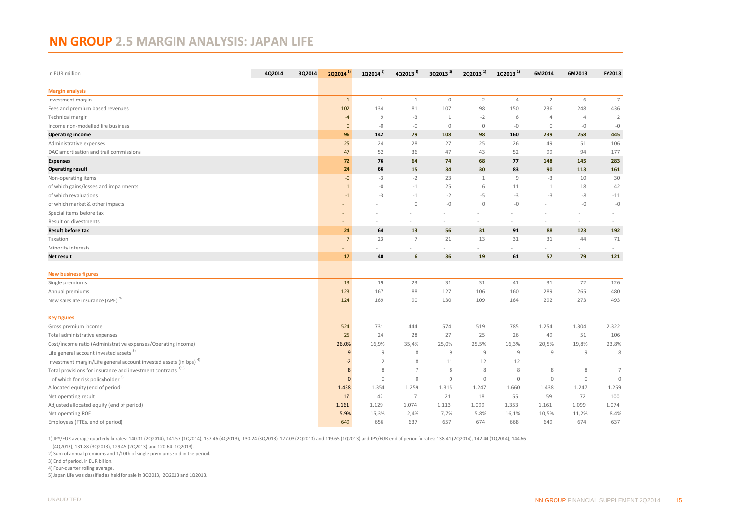# NN GROUP 2.5 MARGIN ANALYSIS: JAPAN LIFE

| In EUR million | 4Q2014 | 3Q2014 | 2Q2014 [1] | 1Q2014 [1] | 4Q2013 [1] | 3Q2013 [1] | 2Q2013 [1] | 1Q2013 [1] | 6M2014 | 6M2013 | FY2013 |
|---|---|---|---|---|---|---|---|---|---|---|---|
| **Margin analysis** | | | | | | | | | | | |
| Investment margin | | | -1 | -1 | 1 | -0 | 2 | 4 | -2 | 6 | 7 |
| Fees and premium based revenues | | | 102 | 134 | 81 | 107 | 98 | 150 | 236 | 248 | 436 |
| Technical margin | | | -4 | 9 | -3 | 1 | -2 | 6 | 4 | 4 | 2 |
| Income non-modelled life business | | | 0 | -0 | -0 | 0 | 0 | -0 | 0 | -0 | -0 |
| **Operating income** | | | **96** | **142** | **79** | **108** | **98** | **160** | **239** | **258** | **445** |
| Administrative expenses | | | 25 | 24 | 28 | 27 | 25 | 26 | 49 | 51 | 106 |
| DAC amortisation and trail commissions | | | 47 | 52 | 36 | 47 | 43 | 52 | 99 | 94 | 177 |
| **Expenses** | | | **72** | **76** | **64** | **74** | **68** | **77** | **148** | **145** | **283** |
| **Operating result** | | | **24** | **66** | **15** | **34** | **30** | **83** | **90** | **113** | **161** |
| Non-operating items | | | -0 | -3 | -2 | 23 | 1 | 9 | -3 | 10 | 30 |
| of which gains/losses and impairments | | | 1 | -0 | -1 | 25 | 6 | 11 | 1 | 18 | 42 |
| of which revaluations | | | -1 | -3 | -1 | -2 | -5 | -3 | -3 | -8 | -11 |
| of which market & other impacts | | | - | - | 0 | -0 | 0 | -0 | - | -0 | -0 |
| Special items before tax | | | - | - | - | - | - | - | - | - | - |
| Result on divestments | | | - | - | - | - | - | - | - | - | - |
| **Result before tax** | | | **24** | **64** | **13** | **56** | **31** | **91** | **88** | **123** | **192** |
| Taxation | | | 7 | 23 | 7 | 21 | 13 | 31 | 31 | 44 | 71 |
| Minority interests | | | - | - | - | - | - | - | - | - | - |
| **Net result** | | | **17** | **40** | **6** | **36** | **19** | **61** | **57** | **79** | **121** |
| **New business figures** | | | | | | | | | | | |
| Single premiums | | | 13 | 19 | 23 | 31 | 31 | 41 | 31 | 72 | 126 |
| Annual premiums | | | 123 | 167 | 88 | 127 | 106 | 160 | 289 | 265 | 480 |
| New sales life insurance (APE) [2] | | | 124 | 169 | 90 | 130 | 109 | 164 | 292 | 273 | 493 |
| **Key figures** | | | | | | | | | | | |
| Gross premium income | | | 524 | 731 | 444 | 574 | 519 | 785 | 1.254 | 1.304 | 2.322 |
| Total administrative expenses | | | 25 | 24 | 28 | 27 | 25 | 26 | 49 | 51 | 106 |
| Cost/income ratio (Administrative expenses/Operating income) | | | 26,0% | 16,9% | 35,4% | 25,0% | 25,5% | 16,3% | 20,5% | 19,8% | 23,8% |
| Life general account invested assets [3] | | | 9 | 9 | 8 | 9 | 9 | 9 | 9 | 9 | 8 |
| Investment margin/Life general account invested assets (in bps) [4] | | | -2 | 2 | 8 | 11 | 12 | 12 | | | |
| Total provisions for insurance and investment contracts [3][5] | | | 8 | 8 | 7 | 8 | 8 | 8 | 8 | 8 | 7 |
| of which for risk policyholder [3] | | | 0 | 0 | 0 | 0 | 0 | 0 | 0 | 0 | 0 |
| Allocated equity (end of period) | | | 1.438 | 1.354 | 1.259 | 1.315 | 1.247 | 1.660 | 1.438 | 1.247 | 1.259 |
| Net operating result | | | 17 | 42 | 7 | 21 | 18 | 55 | 59 | 72 | 100 |
| Adjusted allocated equity (end of period) | | | 1.161 | 1.129 | 1.074 | 1.113 | 1.099 | 1.353 | 1.161 | 1.099 | 1.074 |
| Net operating ROE | | | 5,9% | 15,3% | 2,4% | 7,7% | 5,8% | 16,1% | 10,5% | 11,2% | 8,4% |
| Employees (FTEs, end of period) | | | 649 | 656 | 637 | 657 | 674 | 668 | 649 | 674 | 637 |

1) JPY/EUR average quarterly fx rates: 140.31 (2Q2014), 141.57 (1Q2014), 137.46 (4Q2013), 130.24 (3Q2013), 127.03 (2Q2013) and 119.65 (1Q2013) and JPY/EUR end of period fx rates: 138.41 (2Q2014), 142.44 (1Q2014), 144.66 (4Q2013), 131.83 (3Q2013), 129.45 (2Q2013) and 120.64 (1Q2013).

2) Sum of annual premiums and 1/10th of single premiums sold in the period.

3) End of period, in EUR billion.

4) Four-quarter rolling average.

5) Japan Life was classified as held for sale in 3Q2013, 2Q2013 and 1Q2013.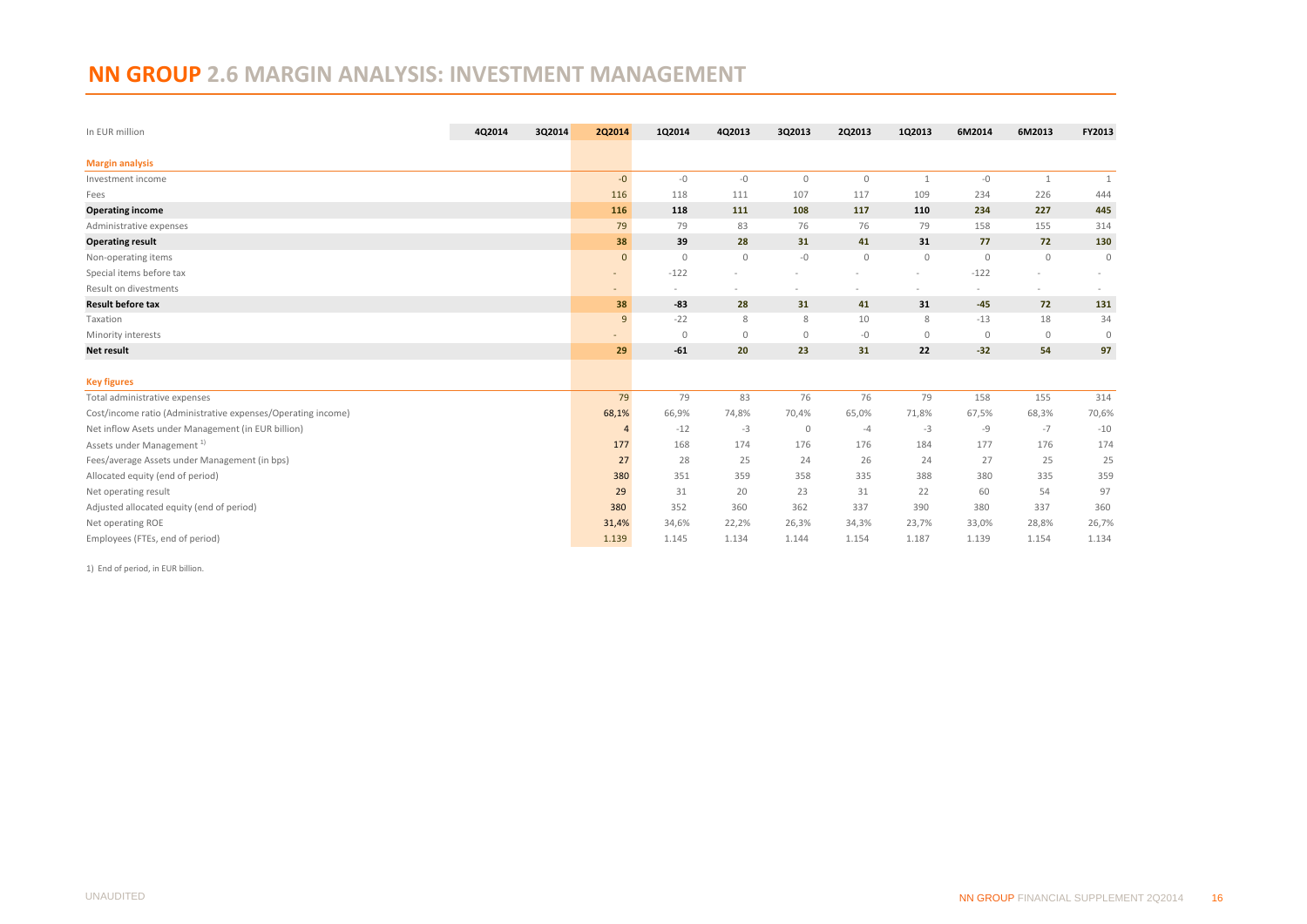# NN GROUP 2.6 MARGIN ANALYSIS: INVESTMENT MANAGEMENT

| In EUR million | 4Q2014 | 3Q2014 | 2Q2014 | 1Q2014 | 4Q2013 | 3Q2013 | 2Q2013 | 1Q2013 | 6M2014 | 6M2013 | FY2013 |
|---|---|---|---|---|---|---|---|---|---|---|---|
| **Margin analysis** | | | | | | | | | | | |
| Investment income | | | -0 | -0 | -0 | 0 | 0 | 1 | -0 | 1 | 1 |
| Fees | | | 116 | 118 | 111 | 107 | 117 | 109 | 234 | 226 | 444 |
| **Operating income** | | | **116** | **118** | **111** | **108** | **117** | **110** | **234** | **227** | **445** |
| Administrative expenses | | | 79 | 79 | 83 | 76 | 76 | 79 | 158 | 155 | 314 |
| **Operating result** | | | **38** | **39** | **28** | **31** | **41** | **31** | **77** | **72** | **130** |
| Non-operating items | | | 0 | 0 | 0 | -0 | 0 | 0 | 0 | 0 | 0 |
| Special items before tax | | | - | -122 | - | - | - | - | -122 | - | - |
| Result on divestments | | | - | - | - | - | - | - | - | - | - |
| **Result before tax** | | | **38** | **-83** | **28** | **31** | **41** | **31** | **-45** | **72** | **131** |
| Taxation | | | 9 | -22 | 8 | 8 | 10 | 8 | -13 | 18 | 34 |
| Minority interests | | | - | 0 | 0 | 0 | -0 | 0 | 0 | 0 | 0 |
| **Net result** | | | **29** | **-61** | **20** | **23** | **31** | **22** | **-32** | **54** | **97** |
| **Key figures** | | | | | | | | | | | |
| Total administrative expenses | | | 79 | 79 | 83 | 76 | 76 | 79 | 158 | 155 | 314 |
| Cost/income ratio (Administrative expenses/Operating income) | | | 68,1% | 66,9% | 74,8% | 70,4% | 65,0% | 71,8% | 67,5% | 68,3% | 70,6% |
| Net inflow Asets under Management (in EUR billion) | | | 4 | -12 | -3 | 0 | -4 | -3 | -9 | -7 | -10 |
| Assets under Management [1] | | | 177 | 168 | 174 | 176 | 176 | 184 | 177 | 176 | 174 |
| Fees/average Assets under Management (in bps) | | | 27 | 28 | 25 | 24 | 26 | 24 | 27 | 25 | 25 |
| Allocated equity (end of period) | | | 380 | 351 | 359 | 358 | 335 | 388 | 380 | 335 | 359 |
| Net operating result | | | 29 | 31 | 20 | 23 | 31 | 22 | 60 | 54 | 97 |
| Adjusted allocated equity (end of period) | | | 380 | 352 | 360 | 362 | 337 | 390 | 380 | 337 | 360 |
| Net operating ROE | | | 31,4% | 34,6% | 22,2% | 26,3% | 34,3% | 23,7% | 33,0% | 28,8% | 26,7% |
| Employees (FTEs, end of period) | | | 1.139 | 1.145 | 1.134 | 1.144 | 1.154 | 1.187 | 1.139 | 1.154 | 1.134 |

1) End of period, in EUR billion.

UNAUDITED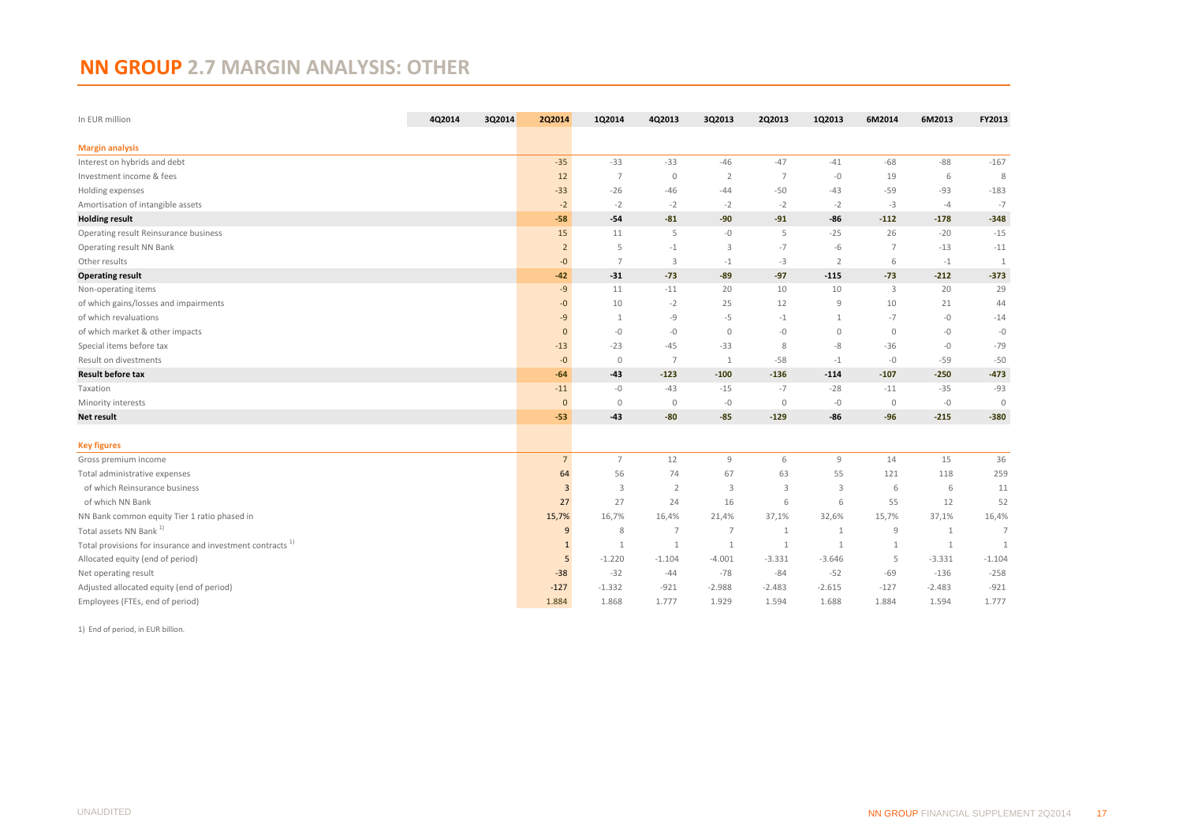# NN GROUP 2.7 MARGIN ANALYSIS: OTHER

| In EUR million | 4Q2014 | 3Q2014 | 2Q2014 | 1Q2014 | 4Q2013 | 3Q2013 | 2Q2013 | 1Q2013 | 6M2014 | 6M2013 | FY2013 |
|---|---|---|---|---|---|---|---|---|---|---|---|
| **Margin analysis** | | | | | | | | | | | |
| Interest on hybrids and debt | | | -35 | -33 | -33 | -46 | -47 | -41 | -68 | -88 | -167 |
| Investment income & fees | | | 12 | 7 | 0 | 2 | 7 | -0 | 19 | 6 | 8 |
| Holding expenses | | | -33 | -26 | -46 | -44 | -50 | -43 | -59 | -93 | -183 |
| Amortisation of intangible assets | | | -2 | -2 | -2 | -2 | -2 | -2 | -3 | -4 | -7 |
| **Holding result** | | | **-58** | **-54** | **-81** | **-90** | **-91** | **-86** | **-112** | **-178** | **-348** |
| Operating result Reinsurance business | | | 15 | 11 | 5 | -0 | 5 | -25 | 26 | -20 | -15 |
| Operating result NN Bank | | | 2 | 5 | -1 | 3 | -7 | -6 | 7 | -13 | -11 |
| Other results | | | -0 | 7 | 3 | -1 | -3 | 2 | 6 | -1 | 1 |
| **Operating result** | | | **-42** | **-31** | **-73** | **-89** | **-97** | **-115** | **-73** | **-212** | **-373** |
| Non-operating items | | | -9 | 11 | -11 | 20 | 10 | 10 | 3 | 20 | 29 |
| of which gains/losses and impairments | | | -0 | 10 | -2 | 25 | 12 | 9 | 10 | 21 | 44 |
| of which revaluations | | | -9 | 1 | -9 | -5 | -1 | 1 | -7 | -0 | -14 |
| of which market & other impacts | | | 0 | -0 | -0 | 0 | -0 | 0 | 0 | -0 | -0 |
| Special items before tax | | | -13 | -23 | -45 | -33 | 8 | -8 | -36 | -0 | -79 |
| Result on divestments | | | -0 | 0 | 7 | 1 | -58 | -1 | -0 | -59 | -50 |
| **Result before tax** | | | **-64** | **-43** | **-123** | **-100** | **-136** | **-114** | **-107** | **-250** | **-473** |
| Taxation | | | -11 | -0 | -43 | -15 | -7 | -28 | -11 | -35 | -93 |
| Minority interests | | | 0 | 0 | 0 | -0 | 0 | -0 | 0 | -0 | 0 |
| **Net result** | | | **-53** | **-43** | **-80** | **-85** | **-129** | **-86** | **-96** | **-215** | **-380** |
| | | | | | | | | | | | |
| **Key figures** | | | | | | | | | | | |
| Gross premium income | | | 7 | 7 | 12 | 9 | 6 | 9 | 14 | 15 | 36 |
| Total administrative expenses | | | 64 | 56 | 74 | 67 | 63 | 55 | 121 | 118 | 259 |
| of which Reinsurance business | | | 3 | 3 | 2 | 3 | 3 | 3 | 6 | 6 | 11 |
| of which NN Bank | | | 27 | 27 | 24 | 16 | 6 | 6 | 55 | 12 | 52 |
| NN Bank common equity Tier 1 ratio phased in | | | 15,7% | 16,7% | 16,4% | 21,4% | 37,1% | 32,6% | 15,7% | 37,1% | 16,4% |
| Total assets NN Bank [1] | | | 9 | 8 | 7 | 7 | 1 | 1 | 9 | 1 | 7 |
| Total provisions for insurance and investment contracts [1] | | | 1 | 1 | 1 | 1 | 1 | 1 | 1 | 1 | 1 |
| Allocated equity (end of period) | | | 5 | -1.220 | -1.104 | -4.001 | -3.331 | -3.646 | 5 | -3.331 | -1.104 |
| Net operating result | | | -38 | -32 | -44 | -78 | -84 | -52 | -69 | -136 | -258 |
| Adjusted allocated equity (end of period) | | | -127 | -1.332 | -921 | -2.988 | -2.483 | -2.615 | -127 | -2.483 | -921 |
| Employees (FTEs, end of period) | | | 1.884 | 1.868 | 1.777 | 1.929 | 1.594 | 1.688 | 1.884 | 1.594 | 1.777 |

1) End of period, in EUR billion.

UNAUDITED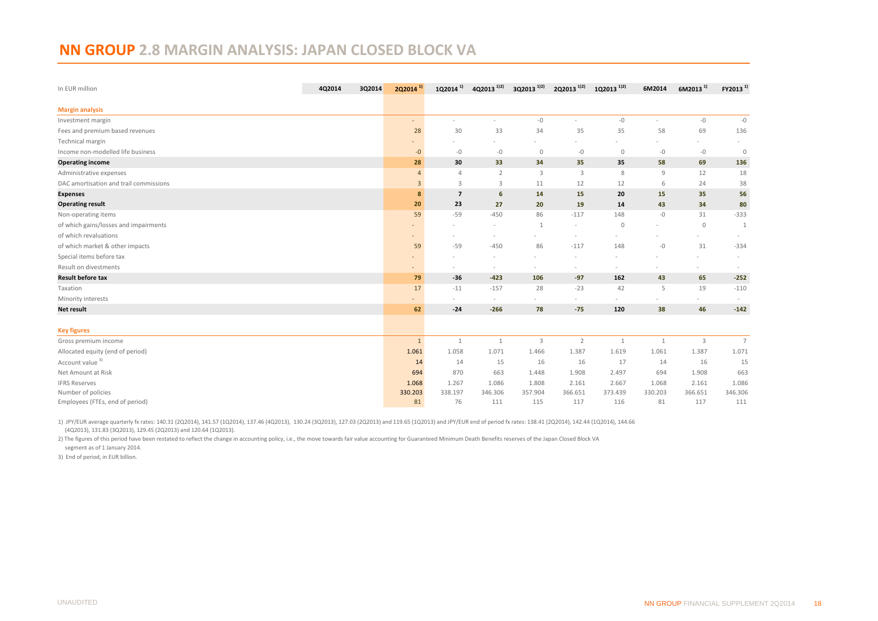# NN GROUP 2.8 MARGIN ANALYSIS: JAPAN CLOSED BLOCK VA

| In EUR million | 4Q2014 | 3Q2014 | 2Q2014 [1] | 1Q2014 [1] | 4Q2013 [1)2)] | 3Q2013 [1)2)] | 2Q2013 [1)2)] | 1Q2013 [1)2)] | 6M2014 | 6M2013 [1] | FY2013 [1] |
|---|---|---|---|---|---|---|---|---|---|---|---|
| **Margin analysis** | | | | | | | | | | | |
| Investment margin | | | - | - | - | -0 | - | -0 | - | -0 | -0 |
| Fees and premium based revenues | | | 28 | 30 | 33 | 34 | 35 | 35 | 58 | 69 | 136 |
| Technical margin | | | - | - | - | - | - | - | - | - | - |
| Income non-modelled life business | | | -0 | -0 | -0 | 0 | -0 | 0 | -0 | -0 | 0 |
| **Operating income** | | | **28** | **30** | **33** | **34** | **35** | **35** | **58** | **69** | **136** |
| Administrative expenses | | | 4 | 4 | 2 | 3 | 3 | 8 | 9 | 12 | 18 |
| DAC amortisation and trail commissions | | | 3 | 3 | 3 | 11 | 12 | 12 | 6 | 24 | 38 |
| **Expenses** | | | **8** | **7** | **6** | **14** | **15** | **20** | **15** | **35** | **56** |
| **Operating result** | | | **20** | **23** | **27** | **20** | **19** | **14** | **43** | **34** | **80** |
| Non-operating items | | | 59 | -59 | -450 | 86 | -117 | 148 | -0 | 31 | -333 |
| of which gains/losses and impairments | | | - | - | - | 1 | - | 0 | - | 0 | 1 |
| of which revaluations | | | - | - | - | - | - | - | - | - | - |
| of which market & other impacts | | | 59 | -59 | -450 | 86 | -117 | 148 | -0 | 31 | -334 |
| Special items before tax | | | - | - | - | - | - | - | - | - | - |
| Result on divestments | | | - | - | - | - | - | - | - | - | - |
| **Result before tax** | | | **79** | **-36** | **-423** | **106** | **-97** | **162** | **43** | **65** | **-252** |
| Taxation | | | 17 | -11 | -157 | 28 | -23 | 42 | 5 | 19 | -110 |
| Minority interests | | | - | - | - | - | - | - | - | - | - |
| **Net result** | | | **62** | **-24** | **-266** | **78** | **-75** | **120** | **38** | **46** | **-142** |
| **Key figures** | | | | | | | | | | | |
| Gross premium income | | | 1 | 1 | 1 | 3 | 2 | 1 | 1 | 3 | 7 |
| Allocated equity (end of period) | | | 1.061 | 1.058 | 1.071 | 1.466 | 1.387 | 1.619 | 1.061 | 1.387 | 1.071 |
| Account value [3] | | | 14 | 14 | 15 | 16 | 16 | 17 | 14 | 16 | 15 |
| Net Amount at Risk | | | 694 | 870 | 663 | 1.448 | 1.908 | 2.497 | 694 | 1.908 | 663 |
| IFRS Reserves | | | 1.068 | 1.267 | 1.086 | 1.808 | 2.161 | 2.667 | 1.068 | 2.161 | 1.086 |
| Number of policies | | | 330.203 | 338.197 | 346.306 | 357.904 | 366.651 | 373.439 | 330.203 | 366.651 | 346.306 |
| Employees (FTEs, end of period) | | | 81 | 76 | 111 | 115 | 117 | 116 | 81 | 117 | 111 |

1) JPY/EUR average quarterly fx rates: 140.31 (2Q2014), 141.57 (1Q2014), 137.46 (4Q2013), 130.24 (3Q2013), 127.03 (2Q2013) and 119.65 (1Q2013) and JPY/EUR end of period fx rates: 138.41 (2Q2014), 142.44 (1Q2014), 144.66 (4Q2013), 131.83 (3Q2013), 129.45 (2Q2013) and 120.64 (1Q2013).

2) The figures of this period have been restated to reflect the change in accounting policy, i.e., the move towards fair value accounting for Guaranteed Minimum Death Benefits reserves of the Japan Closed Block VA segment as of 1 January 2014.

3) End of period, in EUR billion.

UNAUDITED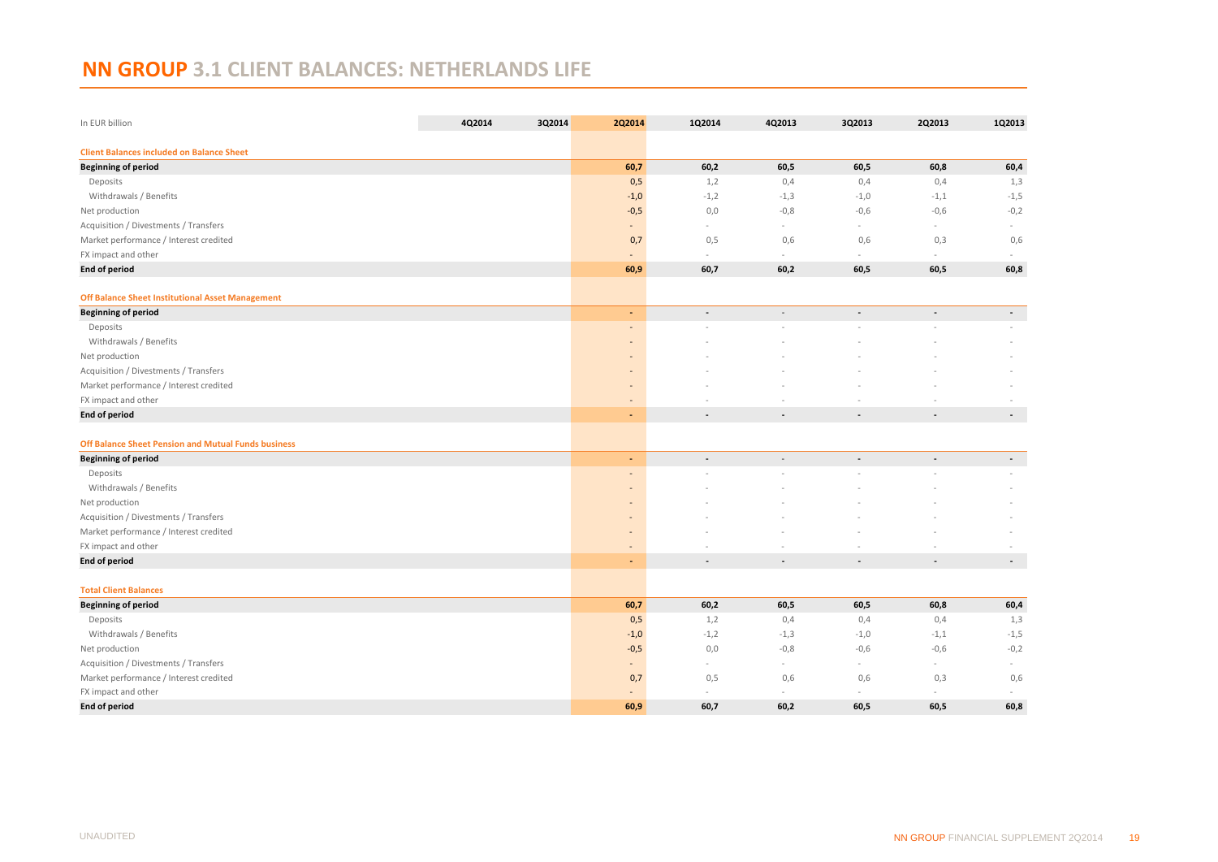# NN GROUP 3.1 CLIENT BALANCES: NETHERLANDS LIFE

| In EUR billion | 4Q2014 | 3Q2014 | 2Q2014 | 1Q2014 | 4Q2013 | 3Q2013 | 2Q2013 | 1Q2013 |
|---|---|---|---|---|---|---|---|---|
| **Client Balances included on Balance Sheet** | | | | | | | | |
| **Beginning of period** | | | **60,7** | **60,2** | **60,5** | **60,5** | **60,8** | **60,4** |
| Deposits | | | 0,5 | 1,2 | 0,4 | 0,4 | 0,4 | 1,3 |
| Withdrawals / Benefits | | | -1,0 | -1,2 | -1,3 | -1,0 | -1,1 | -1,5 |
| Net production | | | -0,5 | 0,0 | -0,8 | -0,6 | -0,6 | -0,2 |
| Acquisition / Divestments / Transfers | | | - | - | - | - | - | - |
| Market performance / Interest credited | | | 0,7 | 0,5 | 0,6 | 0,6 | 0,3 | 0,6 |
| FX impact and other | | | - | - | - | - | - | - |
| **End of period** | | | **60,9** | **60,7** | **60,2** | **60,5** | **60,5** | **60,8** |
| **Off Balance Sheet Institutional Asset Management** | | | | | | | | |
| **Beginning of period** | | | - | - | - | - | - | - |
| Deposits | | | - | - | - | - | - | - |
| Withdrawals / Benefits | | | - | - | - | - | - | - |
| Net production | | | - | - | - | - | - | - |
| Acquisition / Divestments / Transfers | | | - | - | - | - | - | - |
| Market performance / Interest credited | | | - | - | - | - | - | - |
| FX impact and other | | | - | - | - | - | - | - |
| **End of period** | | | - | - | - | - | - | - |
| **Off Balance Sheet Pension and Mutual Funds business** | | | | | | | | |
| **Beginning of period** | | | - | - | - | - | - | - |
| Deposits | | | - | - | - | - | - | - |
| Withdrawals / Benefits | | | - | - | - | - | - | - |
| Net production | | | - | - | - | - | - | - |
| Acquisition / Divestments / Transfers | | | - | - | - | - | - | - |
| Market performance / Interest credited | | | - | - | - | - | - | - |
| FX impact and other | | | - | - | - | - | - | - |
| **End of period** | | | - | - | - | - | - | - |
| **Total Client Balances** | | | | | | | | |
| **Beginning of period** | | | **60,7** | **60,2** | **60,5** | **60,5** | **60,8** | **60,4** |
| Deposits | | | 0,5 | 1,2 | 0,4 | 0,4 | 0,4 | 1,3 |
| Withdrawals / Benefits | | | -1,0 | -1,2 | -1,3 | -1,0 | -1,1 | -1,5 |
| Net production | | | -0,5 | 0,0 | -0,8 | -0,6 | -0,6 | -0,2 |
| Acquisition / Divestments / Transfers | | | - | - | - | - | - | - |
| Market performance / Interest credited | | | 0,7 | 0,5 | 0,6 | 0,6 | 0,3 | 0,6 |
| FX impact and other | | | - | - | - | - | - | - |
| **End of period** | | | **60,9** | **60,7** | **60,2** | **60,5** | **60,5** | **60,8** |

UNAUDITED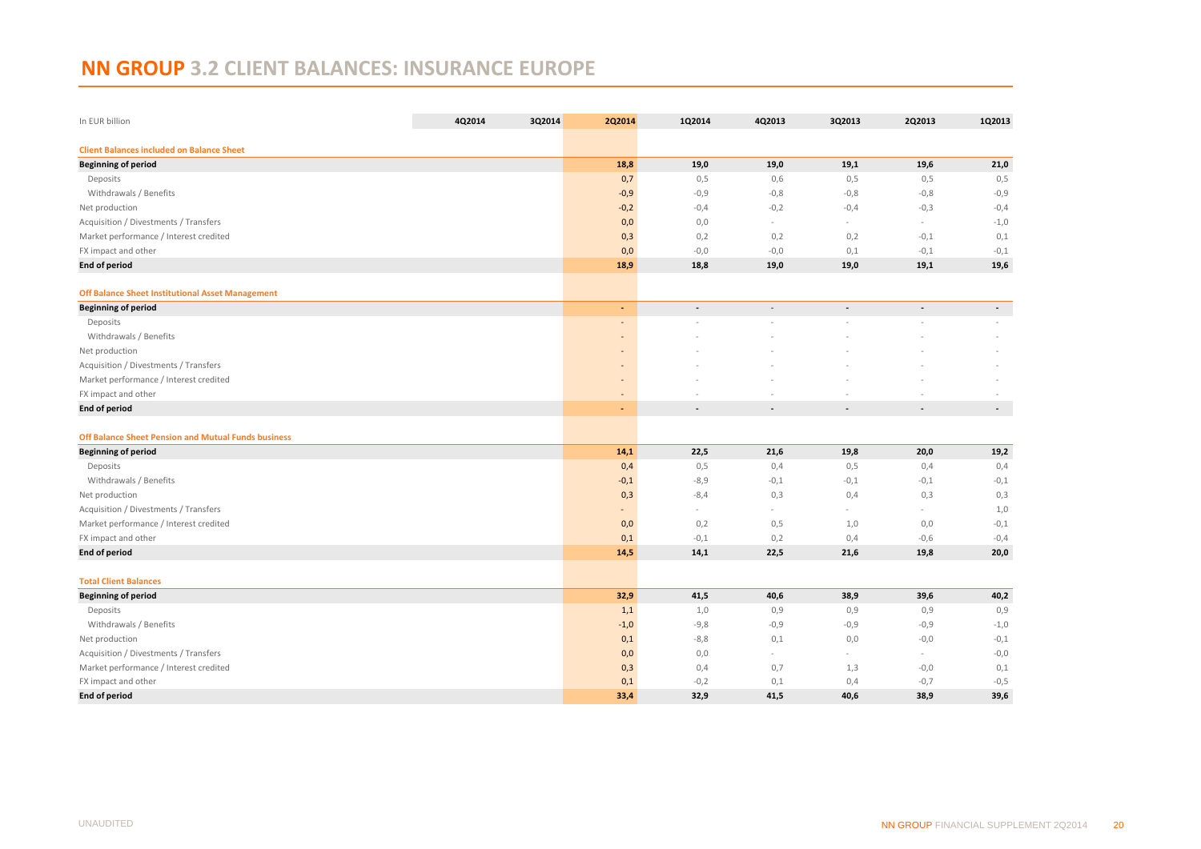# NN GROUP 3.2 CLIENT BALANCES: INSURANCE EUROPE

| In EUR billion | 4Q2014 | 3Q2014 | 2Q2014 | 1Q2014 | 4Q2013 | 3Q2013 | 2Q2013 | 1Q2013 |
|---|---|---|---|---|---|---|---|---|
| **Client Balances included on Balance Sheet** | | | | | | | | |
| **Beginning of period** | | | **18,8** | **19,0** | **19,0** | **19,1** | **19,6** | **21,0** |
| Deposits | | | 0,7 | 0,5 | 0,6 | 0,5 | 0,5 | 0,5 |
| Withdrawals / Benefits | | | -0,9 | -0,9 | -0,8 | -0,8 | -0,8 | -0,9 |
| Net production | | | -0,2 | -0,4 | -0,2 | -0,4 | -0,3 | -0,4 |
| Acquisition / Divestments / Transfers | | | 0,0 | 0,0 | - | - | - | -1,0 |
| Market performance / Interest credited | | | 0,3 | 0,2 | 0,2 | 0,2 | -0,1 | 0,1 |
| FX impact and other | | | 0,0 | -0,0 | -0,0 | 0,1 | -0,1 | -0,1 |
| **End of period** | | | **18,9** | **18,8** | **19,0** | **19,0** | **19,1** | **19,6** |
| **Off Balance Sheet Institutional Asset Management** | | | | | | | | |
| **Beginning of period** | | | - | - | - | - | - | - |
| Deposits | | | - | - | - | - | - | - |
| Withdrawals / Benefits | | | - | - | - | - | - | - |
| Net production | | | - | - | - | - | - | - |
| Acquisition / Divestments / Transfers | | | - | - | - | - | - | - |
| Market performance / Interest credited | | | - | - | - | - | - | - |
| FX impact and other | | | - | - | - | - | - | - |
| **End of period** | | | - | - | - | - | - | - |
| **Off Balance Sheet Pension and Mutual Funds business** | | | | | | | | |
| **Beginning of period** | | | **14,1** | **22,5** | **21,6** | **19,8** | **20,0** | **19,2** |
| Deposits | | | 0,4 | 0,5 | 0,4 | 0,5 | 0,4 | 0,4 |
| Withdrawals / Benefits | | | -0,1 | -8,9 | -0,1 | -0,1 | -0,1 | -0,1 |
| Net production | | | 0,3 | -8,4 | 0,3 | 0,4 | 0,3 | 0,3 |
| Acquisition / Divestments / Transfers | | | - | - | - | - | - | 1,0 |
| Market performance / Interest credited | | | 0,0 | 0,2 | 0,5 | 1,0 | 0,0 | -0,1 |
| FX impact and other | | | 0,1 | -0,1 | 0,2 | 0,4 | -0,6 | -0,4 |
| **End of period** | | | **14,5** | **14,1** | **22,5** | **21,6** | **19,8** | **20,0** |
| **Total Client Balances** | | | | | | | | |
| **Beginning of period** | | | **32,9** | **41,5** | **40,6** | **38,9** | **39,6** | **40,2** |
| Deposits | | | 1,1 | 1,0 | 0,9 | 0,9 | 0,9 | 0,9 |
| Withdrawals / Benefits | | | -1,0 | -9,8 | -0,9 | -0,9 | -0,9 | -1,0 |
| Net production | | | 0,1 | -8,8 | 0,1 | 0,0 | -0,0 | -0,1 |
| Acquisition / Divestments / Transfers | | | 0,0 | 0,0 | - | - | - | -0,0 |
| Market performance / Interest credited | | | 0,3 | 0,4 | 0,7 | 1,3 | -0,0 | 0,1 |
| FX impact and other | | | 0,1 | -0,2 | 0,1 | 0,4 | -0,7 | -0,5 |
| **End of period** | | | **33,4** | **32,9** | **41,5** | **40,6** | **38,9** | **39,6** |

UNAUDITED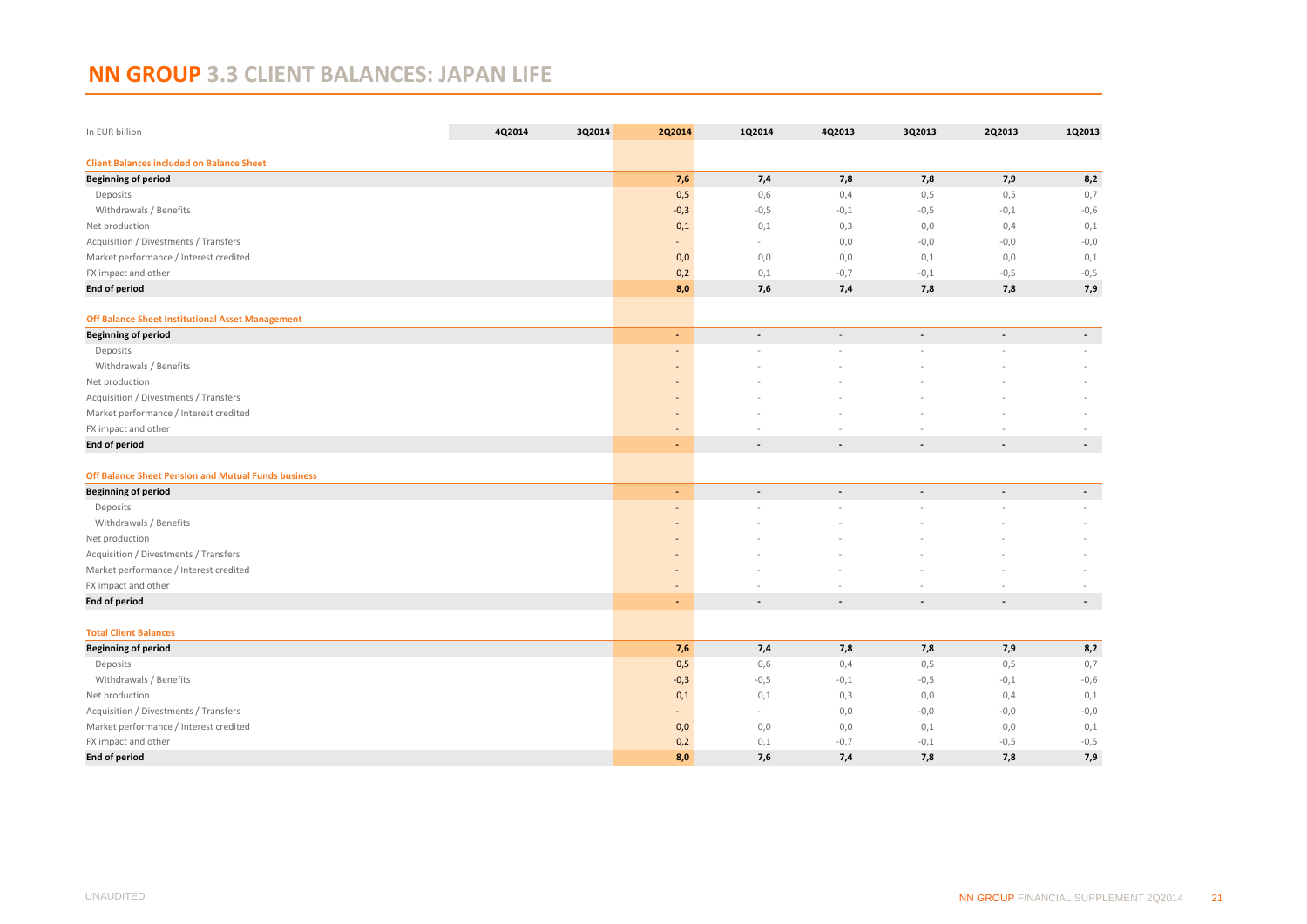# NN GROUP 3.3 CLIENT BALANCES: JAPAN LIFE

| In EUR billion | 4Q2014 | 3Q2014 | 2Q2014 | 1Q2014 | 4Q2013 | 3Q2013 | 2Q2013 | 1Q2013 |
|---|---|---|---|---|---|---|---|---|
| **Client Balances included on Balance Sheet** | | | | | | | | |
| **Beginning of period** | | | **7,6** | **7,4** | **7,8** | **7,8** | **7,9** | **8,2** |
| Deposits | | | 0,5 | 0,6 | 0,4 | 0,5 | 0,5 | 0,7 |
| Withdrawals / Benefits | | | -0,3 | -0,5 | -0,1 | -0,5 | -0,1 | -0,6 |
| Net production | | | 0,1 | 0,1 | 0,3 | 0,0 | 0,4 | 0,1 |
| Acquisition / Divestments / Transfers | | | - | - | 0,0 | -0,0 | -0,0 | -0,0 |
| Market performance / Interest credited | | | 0,0 | 0,0 | 0,0 | 0,1 | 0,0 | 0,1 |
| FX impact and other | | | 0,2 | 0,1 | -0,7 | -0,1 | -0,5 | -0,5 |
| **End of period** | | | **8,0** | **7,6** | **7,4** | **7,8** | **7,8** | **7,9** |
| | | | | | | | | |
| **Off Balance Sheet Institutional Asset Management** | | | | | | | | |
| **Beginning of period** | | | - | - | - | - | - | - |
| Deposits | | | - | - | - | - | - | - |
| Withdrawals / Benefits | | | - | - | - | - | - | - |
| Net production | | | - | - | - | - | - | - |
| Acquisition / Divestments / Transfers | | | - | - | - | - | - | - |
| Market performance / Interest credited | | | - | - | - | - | - | - |
| FX impact and other | | | - | - | - | - | - | - |
| **End of period** | | | - | - | - | - | - | - |
| | | | | | | | | |
| **Off Balance Sheet Pension and Mutual Funds business** | | | | | | | | |
| **Beginning of period** | | | - | - | - | - | - | - |
| Deposits | | | - | - | - | - | - | - |
| Withdrawals / Benefits | | | - | - | - | - | - | - |
| Net production | | | - | - | - | - | - | - |
| Acquisition / Divestments / Transfers | | | - | - | - | - | - | - |
| Market performance / Interest credited | | | - | - | - | - | - | - |
| FX impact and other | | | - | - | - | - | - | - |
| **End of period** | | | - | - | - | - | - | - |
| | | | | | | | | |
| **Total Client Balances** | | | | | | | | |
| **Beginning of period** | | | **7,6** | **7,4** | **7,8** | **7,8** | **7,9** | **8,2** |
| Deposits | | | 0,5 | 0,6 | 0,4 | 0,5 | 0,5 | 0,7 |
| Withdrawals / Benefits | | | -0,3 | -0,5 | -0,1 | -0,5 | -0,1 | -0,6 |
| Net production | | | 0,1 | 0,1 | 0,3 | 0,0 | 0,4 | 0,1 |
| Acquisition / Divestments / Transfers | | | - | - | 0,0 | -0,0 | -0,0 | -0,0 |
| Market performance / Interest credited | | | 0,0 | 0,0 | 0,0 | 0,1 | 0,0 | 0,1 |
| FX impact and other | | | 0,2 | 0,1 | -0,7 | -0,1 | -0,5 | -0,5 |
| **End of period** | | | **8,0** | **7,6** | **7,4** | **7,8** | **7,8** | **7,9** |

UNAUDITED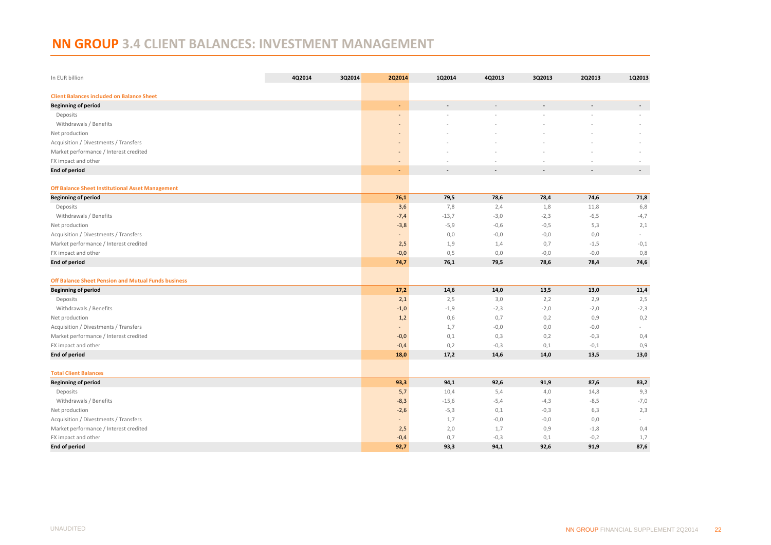# NN GROUP 3.4 CLIENT BALANCES: INVESTMENT MANAGEMENT

| In EUR billion | 4Q2014 | 3Q2014 | 2Q2014 | 1Q2014 | 4Q2013 | 3Q2013 | 2Q2013 | 1Q2013 |
|---|---|---|---|---|---|---|---|---|
| **Client Balances included on Balance Sheet** | | | | | | | | |
| **Beginning of period** | | | - | - | - | - | - | - |
| Deposits | | | - | - | - | - | - | - |
| Withdrawals / Benefits | | | - | - | - | - | - | - |
| Net production | | | - | - | - | - | - | - |
| Acquisition / Divestments / Transfers | | | - | - | - | - | - | - |
| Market performance / Interest credited | | | - | - | - | - | - | - |
| FX impact and other | | | - | - | - | - | - | - |
| **End of period** | | | - | - | - | - | - | - |
| **Off Balance Sheet Institutional Asset Management** | | | | | | | | |
| **Beginning of period** | | | 76,1 | 79,5 | 78,6 | 78,4 | 74,6 | 71,8 |
| Deposits | | | 3,6 | 7,8 | 2,4 | 1,8 | 11,8 | 6,8 |
| Withdrawals / Benefits | | | -7,4 | -13,7 | -3,0 | -2,3 | -6,5 | -4,7 |
| Net production | | | -3,8 | -5,9 | -0,6 | -0,5 | 5,3 | 2,1 |
| Acquisition / Divestments / Transfers | | | - | 0,0 | -0,0 | -0,0 | 0,0 | - |
| Market performance / Interest credited | | | 2,5 | 1,9 | 1,4 | 0,7 | -1,5 | -0,1 |
| FX impact and other | | | -0,0 | 0,5 | 0,0 | -0,0 | -0,0 | 0,8 |
| **End of period** | | | 74,7 | 76,1 | 79,5 | 78,6 | 78,4 | 74,6 |
| **Off Balance Sheet Pension and Mutual Funds business** | | | | | | | | |
| **Beginning of period** | | | 17,2 | 14,6 | 14,0 | 13,5 | 13,0 | 11,4 |
| Deposits | | | 2,1 | 2,5 | 3,0 | 2,2 | 2,9 | 2,5 |
| Withdrawals / Benefits | | | -1,0 | -1,9 | -2,3 | -2,0 | -2,0 | -2,3 |
| Net production | | | 1,2 | 0,6 | 0,7 | 0,2 | 0,9 | 0,2 |
| Acquisition / Divestments / Transfers | | | - | 1,7 | -0,0 | 0,0 | -0,0 | - |
| Market performance / Interest credited | | | -0,0 | 0,1 | 0,3 | 0,2 | -0,3 | 0,4 |
| FX impact and other | | | -0,4 | 0,2 | -0,3 | 0,1 | -0,1 | 0,9 |
| **End of period** | | | 18,0 | 17,2 | 14,6 | 14,0 | 13,5 | 13,0 |
| **Total Client Balances** | | | | | | | | |
| **Beginning of period** | | | 93,3 | 94,1 | 92,6 | 91,9 | 87,6 | 83,2 |
| Deposits | | | 5,7 | 10,4 | 5,4 | 4,0 | 14,8 | 9,3 |
| Withdrawals / Benefits | | | -8,3 | -15,6 | -5,4 | -4,3 | -8,5 | -7,0 |
| Net production | | | -2,6 | -5,3 | 0,1 | -0,3 | 6,3 | 2,3 |
| Acquisition / Divestments / Transfers | | | - | 1,7 | -0,0 | -0,0 | 0,0 | - |
| Market performance / Interest credited | | | 2,5 | 2,0 | 1,7 | 0,9 | -1,8 | 0,4 |
| FX impact and other | | | -0,4 | 0,7 | -0,3 | 0,1 | -0,2 | 1,7 |
| **End of period** | | | 92,7 | 93,3 | 94,1 | 92,6 | 91,9 | 87,6 |

UNAUDITED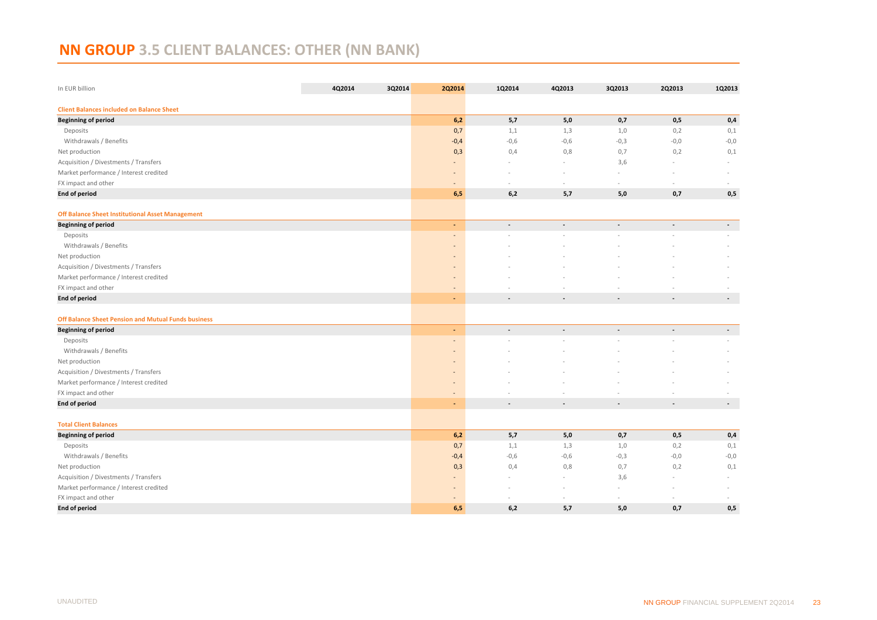# NN GROUP 3.5 CLIENT BALANCES: OTHER (NN BANK)

| In EUR billion | 4Q2014 | 3Q2014 | 2Q2014 | 1Q2014 | 4Q2013 | 3Q2013 | 2Q2013 | 1Q2013 |
|---|---|---|---|---|---|---|---|---|
| **Client Balances included on Balance Sheet** | | | | | | | | |
| **Beginning of period** | | | **6,2** | **5,7** | **5,0** | **0,7** | **0,5** | **0,4** |
| Deposits | | | 0,7 | 1,1 | 1,3 | 1,0 | 0,2 | 0,1 |
| Withdrawals / Benefits | | | -0,4 | -0,6 | -0,6 | -0,3 | -0,0 | -0,0 |
| Net production | | | 0,3 | 0,4 | 0,8 | 0,7 | 0,2 | 0,1 |
| Acquisition / Divestments / Transfers | | | - | - | - | 3,6 | - | - |
| Market performance / Interest credited | | | - | - | - | - | - | - |
| FX impact and other | | | - | - | - | - | - | - |
| **End of period** | | | **6,5** | **6,2** | **5,7** | **5,0** | **0,7** | **0,5** |
| **Off Balance Sheet Institutional Asset Management** | | | | | | | | |
| **Beginning of period** | | | **-** | **-** | **-** | **-** | **-** | **-** |
| Deposits | | | - | - | - | - | - | - |
| Withdrawals / Benefits | | | - | - | - | - | - | - |
| Net production | | | - | - | - | - | - | - |
| Acquisition / Divestments / Transfers | | | - | - | - | - | - | - |
| Market performance / Interest credited | | | - | - | - | - | - | - |
| FX impact and other | | | - | - | - | - | - | - |
| **End of period** | | | **-** | **-** | **-** | **-** | **-** | **-** |
| **Off Balance Sheet Pension and Mutual Funds business** | | | | | | | | |
| **Beginning of period** | | | **-** | **-** | **-** | **-** | **-** | **-** |
| Deposits | | | - | - | - | - | - | - |
| Withdrawals / Benefits | | | - | - | - | - | - | - |
| Net production | | | - | - | - | - | - | - |
| Acquisition / Divestments / Transfers | | | - | - | - | - | - | - |
| Market performance / Interest credited | | | - | - | - | - | - | - |
| FX impact and other | | | - | - | - | - | - | - |
| **End of period** | | | **-** | **-** | **-** | **-** | **-** | **-** |
| **Total Client Balances** | | | | | | | | |
| **Beginning of period** | | | **6,2** | **5,7** | **5,0** | **0,7** | **0,5** | **0,4** |
| Deposits | | | 0,7 | 1,1 | 1,3 | 1,0 | 0,2 | 0,1 |
| Withdrawals / Benefits | | | -0,4 | -0,6 | -0,6 | -0,3 | -0,0 | -0,0 |
| Net production | | | 0,3 | 0,4 | 0,8 | 0,7 | 0,2 | 0,1 |
| Acquisition / Divestments / Transfers | | | - | - | - | 3,6 | - | - |
| Market performance / Interest credited | | | - | - | - | - | - | - |
| FX impact and other | | | - | - | - | - | - | - |
| **End of period** | | | **6,5** | **6,2** | **5,7** | **5,0** | **0,7** | **0,5** |

UNAUDITED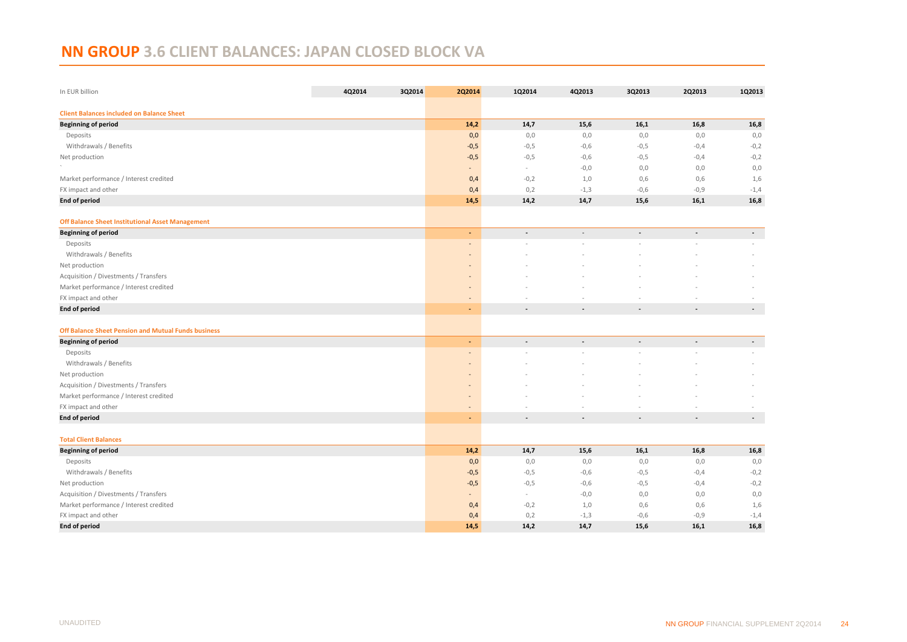# NN GROUP 3.6 CLIENT BALANCES: JAPAN CLOSED BLOCK VA

| In EUR billion | 4Q2014 | 3Q2014 | 2Q2014 | 1Q2014 | 4Q2013 | 3Q2013 | 2Q2013 | 1Q2013 |
|---|---|---|---|---|---|---|---|---|
| **Client Balances included on Balance Sheet** | | | | | | | | |
| **Beginning of period** | | | 14,2 | 14,7 | 15,6 | 16,1 | 16,8 | 16,8 |
| Deposits | | | 0,0 | 0,0 | 0,0 | 0,0 | 0,0 | 0,0 |
| Withdrawals / Benefits | | | -0,5 | -0,5 | -0,6 | -0,5 | -0,4 | -0,2 |
| Net production | | | -0,5 | -0,5 | -0,6 | -0,5 | -0,4 | -0,2 |
| ` | | | - | - | -0,0 | 0,0 | 0,0 | 0,0 |
| Market performance / Interest credited | | | 0,4 | -0,2 | 1,0 | 0,6 | 0,6 | 1,6 |
| FX impact and other | | | 0,4 | 0,2 | -1,3 | -0,6 | -0,9 | -1,4 |
| **End of period** | | | 14,5 | 14,2 | 14,7 | 15,6 | 16,1 | 16,8 |
| **Off Balance Sheet Institutional Asset Management** | | | | | | | | |
| **Beginning of period** | | | - | - | - | - | - | - |
| Deposits | | | - | - | - | - | - | - |
| Withdrawals / Benefits | | | - | - | - | - | - | - |
| Net production | | | - | - | - | - | - | - |
| Acquisition / Divestments / Transfers | | | - | - | - | - | - | - |
| Market performance / Interest credited | | | - | - | - | - | - | - |
| FX impact and other | | | - | - | - | - | - | - |
| **End of period** | | | - | - | - | - | - | - |
| **Off Balance Sheet Pension and Mutual Funds business** | | | | | | | | |
| **Beginning of period** | | | - | - | - | - | - | - |
| Deposits | | | - | - | - | - | - | - |
| Withdrawals / Benefits | | | - | - | - | - | - | - |
| Net production | | | - | - | - | - | - | - |
| Acquisition / Divestments / Transfers | | | - | - | - | - | - | - |
| Market performance / Interest credited | | | - | - | - | - | - | - |
| FX impact and other | | | - | - | - | - | - | - |
| **End of period** | | | - | - | - | - | - | - |
| **Total Client Balances** | | | | | | | | |
| **Beginning of period** | | | 14,2 | 14,7 | 15,6 | 16,1 | 16,8 | 16,8 |
| Deposits | | | 0,0 | 0,0 | 0,0 | 0,0 | 0,0 | 0,0 |
| Withdrawals / Benefits | | | -0,5 | -0,5 | -0,6 | -0,5 | -0,4 | -0,2 |
| Net production | | | -0,5 | -0,5 | -0,6 | -0,5 | -0,4 | -0,2 |
| Acquisition / Divestments / Transfers | | | - | - | -0,0 | 0,0 | 0,0 | 0,0 |
| Market performance / Interest credited | | | 0,4 | -0,2 | 1,0 | 0,6 | 0,6 | 1,6 |
| FX impact and other | | | 0,4 | 0,2 | -1,3 | -0,6 | -0,9 | -1,4 |
| **End of period** | | | 14,5 | 14,2 | 14,7 | 15,6 | 16,1 | 16,8 |

UNAUDITED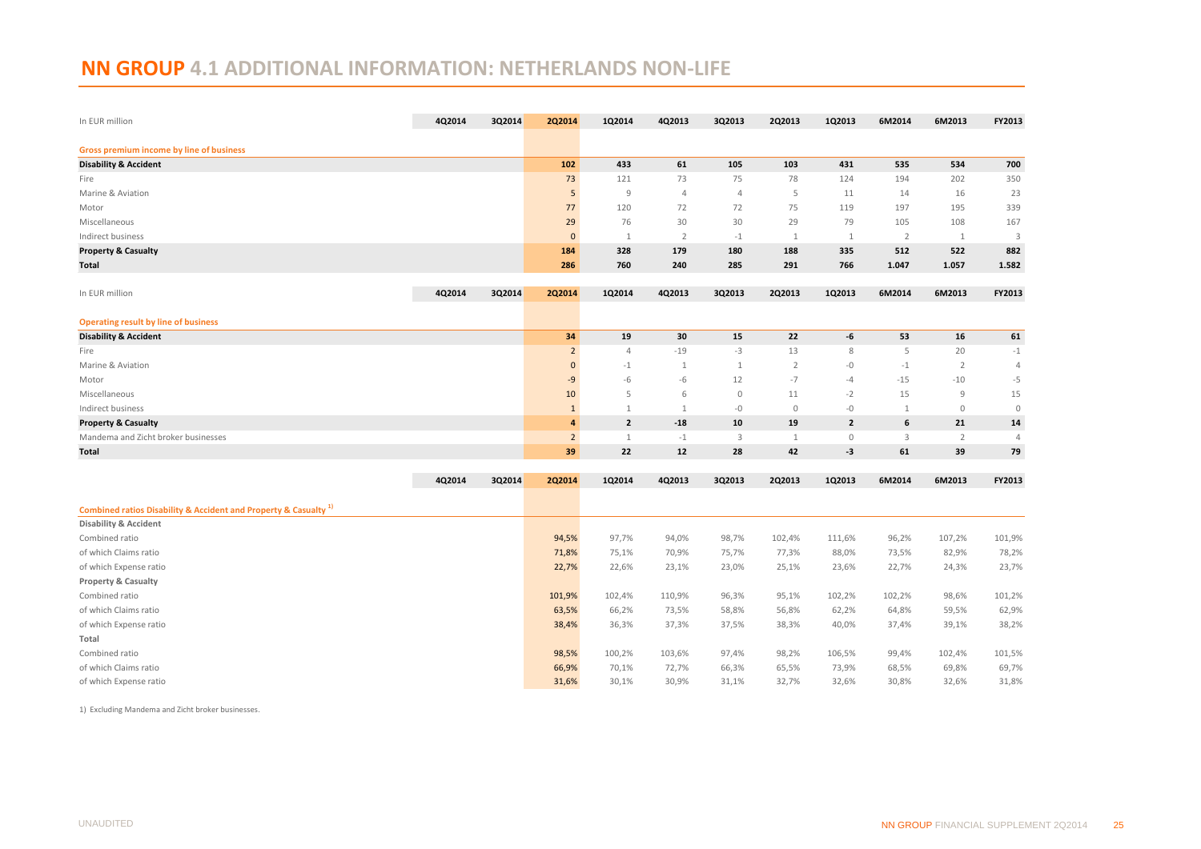# NN GROUP 4.1 ADDITIONAL INFORMATION: NETHERLANDS NON-LIFE

| In EUR million | 4Q2014 | 3Q2014 | 2Q2014 | 1Q2014 | 4Q2013 | 3Q2013 | 2Q2013 | 1Q2013 | 6M2014 | 6M2013 | FY2013 |
|---|---|---|---|---|---|---|---|---|---|---|---|
| **Gross premium income by line of business** | | | | | | | | | | | |
| **Disability & Accident** | | | **102** | **433** | **61** | **105** | **103** | **431** | **535** | **534** | **700** |
| Fire | | | 73 | 121 | 73 | 75 | 78 | 124 | 194 | 202 | 350 |
| Marine & Aviation | | | 5 | 9 | 4 | 4 | 5 | 11 | 14 | 16 | 23 |
| Motor | | | 77 | 120 | 72 | 72 | 75 | 119 | 197 | 195 | 339 |
| Miscellaneous | | | 29 | 76 | 30 | 30 | 29 | 79 | 105 | 108 | 167 |
| Indirect business | | | 0 | 1 | 2 | -1 | 1 | 1 | 2 | 1 | 3 |
| **Property & Casualty** | | | **184** | **328** | **179** | **180** | **188** | **335** | **512** | **522** | **882** |
| **Total** | | | **286** | **760** | **240** | **285** | **291** | **766** | **1.047** | **1.057** | **1.582** |

| In EUR million | 4Q2014 | 3Q2014 | 2Q2014 | 1Q2014 | 4Q2013 | 3Q2013 | 2Q2013 | 1Q2013 | 6M2014 | 6M2013 | FY2013 |
|---|---|---|---|---|---|---|---|---|---|---|---|
| **Operating result by line of business** | | | | | | | | | | | |
| **Disability & Accident** | | | **34** | **19** | **30** | **15** | **22** | **-6** | **53** | **16** | **61** |
| Fire | | | 2 | 4 | -19 | -3 | 13 | 8 | 5 | 20 | -1 |
| Marine & Aviation | | | 0 | -1 | 1 | 1 | 2 | -0 | -1 | 2 | 4 |
| Motor | | | -9 | -6 | -6 | 12 | -7 | -4 | -15 | -10 | -5 |
| Miscellaneous | | | 10 | 5 | 6 | 0 | 11 | -2 | 15 | 9 | 15 |
| Indirect business | | | 1 | 1 | 1 | -0 | 0 | -0 | 1 | 0 | 0 |
| **Property & Casualty** | | | **4** | **2** | **-18** | **10** | **19** | **2** | **6** | **21** | **14** |
| Mandema and Zicht broker businesses | | | 2 | 1 | -1 | 3 | 1 | 0 | 3 | 2 | 4 |
| **Total** | | | **39** | **22** | **12** | **28** | **42** | **-3** | **61** | **39** | **79** |

| | 4Q2014 | 3Q2014 | 2Q2014 | 1Q2014 | 4Q2013 | 3Q2013 | 2Q2013 | 1Q2013 | 6M2014 | 6M2013 | FY2013 |
|---|---|---|---|---|---|---|---|---|---|---|---|
| **Combined ratios Disability & Accident and Property & Casualty [1)]** | | | | | | | | | | | |
| **Disability & Accident** | | | | | | | | | | | |
| Combined ratio | | | 94,5% | 97,7% | 94,0% | 98,7% | 102,4% | 111,6% | 96,2% | 107,2% | 101,9% |
| of which Claims ratio | | | 71,8% | 75,1% | 70,9% | 75,7% | 77,3% | 88,0% | 73,5% | 82,9% | 78,2% |
| of which Expense ratio | | | 22,7% | 22,6% | 23,1% | 23,0% | 25,1% | 23,6% | 22,7% | 24,3% | 23,7% |
| **Property & Casualty** | | | | | | | | | | | |
| Combined ratio | | | 101,9% | 102,4% | 110,9% | 96,3% | 95,1% | 102,2% | 102,2% | 98,6% | 101,2% |
| of which Claims ratio | | | 63,5% | 66,2% | 73,5% | 58,8% | 56,8% | 62,2% | 64,8% | 59,5% | 62,9% |
| of which Expense ratio | | | 38,4% | 36,3% | 37,3% | 37,5% | 38,3% | 40,0% | 37,4% | 39,1% | 38,2% |
| **Total** | | | | | | | | | | | |
| Combined ratio | | | 98,5% | 100,2% | 103,6% | 97,4% | 98,2% | 106,5% | 99,4% | 102,4% | 101,5% |
| of which Claims ratio | | | 66,9% | 70,1% | 72,7% | 66,3% | 65,5% | 73,9% | 68,5% | 69,8% | 69,7% |
| of which Expense ratio | | | 31,6% | 30,1% | 30,9% | 31,1% | 32,7% | 32,6% | 30,8% | 32,6% | 31,8% |

1) Excluding Mandema and Zicht broker businesses.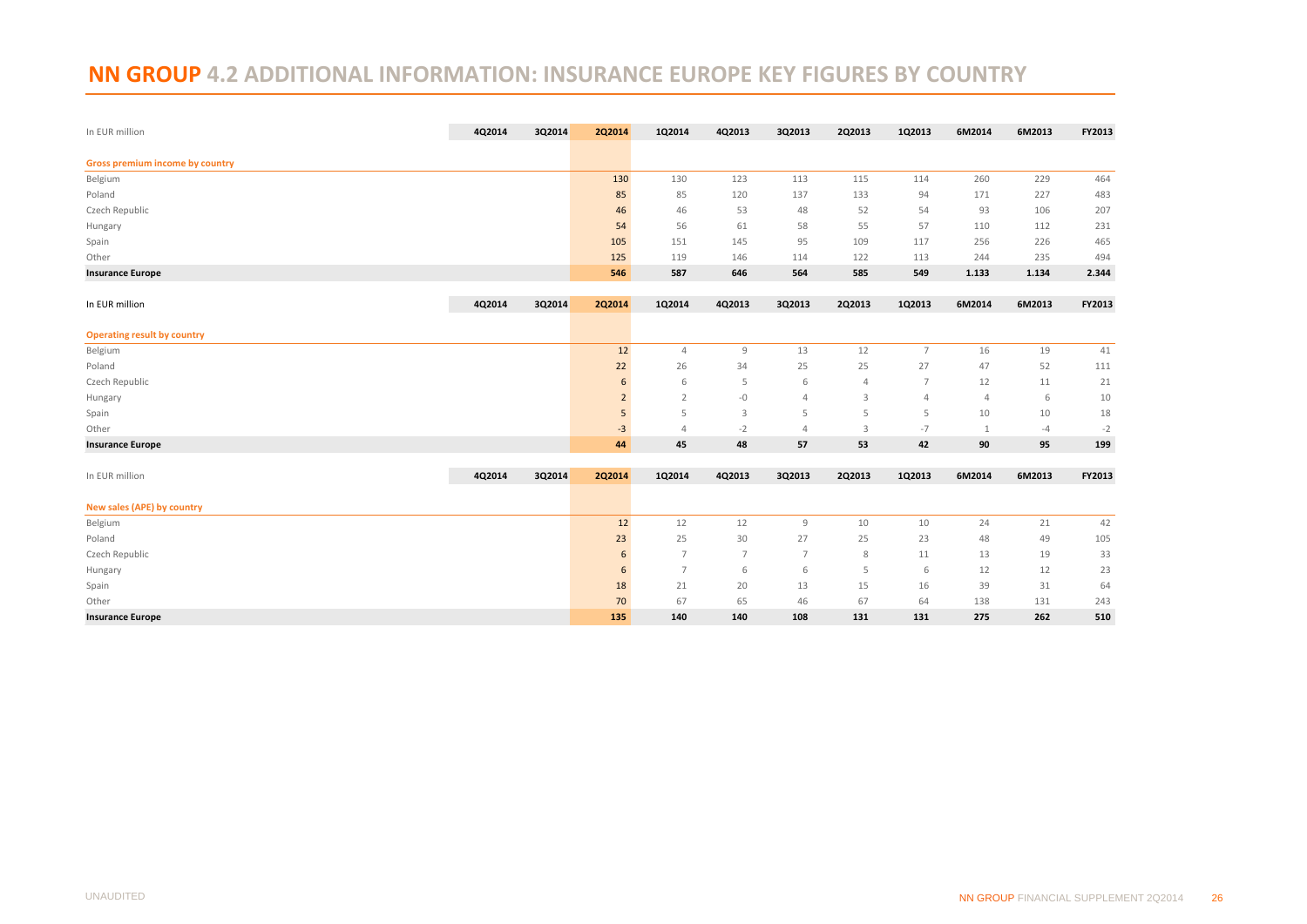# NN GROUP 4.2 ADDITIONAL INFORMATION: INSURANCE EUROPE KEY FIGURES BY COUNTRY

| In EUR million | 4Q2014 | 3Q2014 | 2Q2014 | 1Q2014 | 4Q2013 | 3Q2013 | 2Q2013 | 1Q2013 | 6M2014 | 6M2013 | FY2013 |
|---|---|---|---|---|---|---|---|---|---|---|---|
| **Gross premium income by country** | | | | | | | | | | | |
| Belgium | | | 130 | 130 | 123 | 113 | 115 | 114 | 260 | 229 | 464 |
| Poland | | | 85 | 85 | 120 | 137 | 133 | 94 | 171 | 227 | 483 |
| Czech Republic | | | 46 | 46 | 53 | 48 | 52 | 54 | 93 | 106 | 207 |
| Hungary | | | 54 | 56 | 61 | 58 | 55 | 57 | 110 | 112 | 231 |
| Spain | | | 105 | 151 | 145 | 95 | 109 | 117 | 256 | 226 | 465 |
| Other | | | 125 | 119 | 146 | 114 | 122 | 113 | 244 | 235 | 494 |
| **Insurance Europe** | | | **546** | **587** | **646** | **564** | **585** | **549** | **1.133** | **1.134** | **2.344** |

| In EUR million | 4Q2014 | 3Q2014 | 2Q2014 | 1Q2014 | 4Q2013 | 3Q2013 | 2Q2013 | 1Q2013 | 6M2014 | 6M2013 | FY2013 |
|---|---|---|---|---|---|---|---|---|---|---|---|
| **Operating result by country** | | | | | | | | | | | |
| Belgium | | | 12 | 4 | 9 | 13 | 12 | 7 | 16 | 19 | 41 |
| Poland | | | 22 | 26 | 34 | 25 | 25 | 27 | 47 | 52 | 111 |
| Czech Republic | | | 6 | 6 | 5 | 6 | 4 | 7 | 12 | 11 | 21 |
| Hungary | | | 2 | 2 | -0 | 4 | 3 | 4 | 4 | 6 | 10 |
| Spain | | | 5 | 5 | 3 | 5 | 5 | 5 | 10 | 10 | 18 |
| Other | | | -3 | 4 | -2 | 4 | 3 | -7 | 1 | -4 | -2 |
| **Insurance Europe** | | | **44** | **45** | **48** | **57** | **53** | **42** | **90** | **95** | **199** |

| In EUR million | 4Q2014 | 3Q2014 | 2Q2014 | 1Q2014 | 4Q2013 | 3Q2013 | 2Q2013 | 1Q2013 | 6M2014 | 6M2013 | FY2013 |
|---|---|---|---|---|---|---|---|---|---|---|---|
| **New sales (APE) by country** | | | | | | | | | | | |
| Belgium | | | 12 | 12 | 12 | 9 | 10 | 10 | 24 | 21 | 42 |
| Poland | | | 23 | 25 | 30 | 27 | 25 | 23 | 48 | 49 | 105 |
| Czech Republic | | | 6 | 7 | 7 | 7 | 8 | 11 | 13 | 19 | 33 |
| Hungary | | | 6 | 7 | 6 | 6 | 5 | 6 | 12 | 12 | 23 |
| Spain | | | 18 | 21 | 20 | 13 | 15 | 16 | 39 | 31 | 64 |
| Other | | | 70 | 67 | 65 | 46 | 67 | 64 | 138 | 131 | 243 |
| **Insurance Europe** | | | **135** | **140** | **140** | **108** | **131** | **131** | **275** | **262** | **510** |

UNAUDITED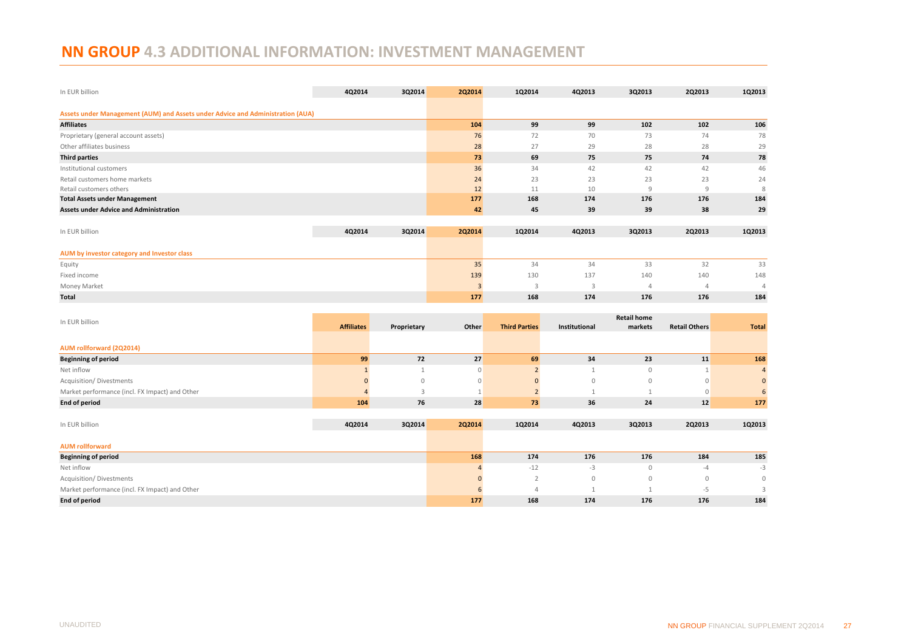# NN GROUP 4.3 ADDITIONAL INFORMATION: INVESTMENT MANAGEMENT

| In EUR billion | 4Q2014 | 3Q2014 | 2Q2014 | 1Q2014 | 4Q2013 | 3Q2013 | 2Q2013 | 1Q2013 |
|---|---|---|---|---|---|---|---|---|
| **Assets under Management (AUM) and Assets under Advice and Administration (AUA)** | | | | | | | | |
| **Affiliates** | | | **104** | **99** | **99** | **102** | **102** | **106** |
| Proprietary (general account assets) | | | 76 | 72 | 70 | 73 | 74 | 78 |
| Other affiliates business | | | 28 | 27 | 29 | 28 | 28 | 29 |
| **Third parties** | | | **73** | **69** | **75** | **75** | **74** | **78** |
| Institutional customers | | | 36 | 34 | 42 | 42 | 42 | 46 |
| Retail customers home markets | | | 24 | 23 | 23 | 23 | 23 | 24 |
| Retail customers others | | | 12 | 11 | 10 | 9 | 9 | 8 |
| **Total Assets under Management** | | | **177** | **168** | **174** | **176** | **176** | **184** |
| **Assets under Advice and Administration** | | | **42** | **45** | **39** | **39** | **38** | **29** |

| In EUR billion | 4Q2014 | 3Q2014 | 2Q2014 | 1Q2014 | 4Q2013 | 3Q2013 | 2Q2013 | 1Q2013 |
|---|---|---|---|---|---|---|---|---|
| **AUM by investor category and Investor class** | | | | | | | | |
| Equity | | | 35 | 34 | 34 | 33 | 32 | 33 |
| Fixed income | | | 139 | 130 | 137 | 140 | 140 | 148 |
| Money Market | | | 3 | 3 | 3 | 4 | 4 | 4 |
| **Total** | | | **177** | **168** | **174** | **176** | **176** | **184** |

| In EUR billion | Affiliates | Proprietary | Other | Third Parties | Institutional | Retail home markets | Retail Others | Total |
|---|---|---|---|---|---|---|---|---|
| **AUM rollforward (2Q2014)** | | | | | | | | |
| **Beginning of period** | **99** | **72** | **27** | **69** | **34** | **23** | **11** | **168** |
| Net inflow | 1 | 1 | 0 | 2 | 1 | 0 | 1 | 4 |
| Acquisition/ Divestments | 0 | 0 | 0 | 0 | 0 | 0 | 0 | 0 |
| Market performance (incl. FX Impact) and Other | 4 | 3 | 1 | 2 | 1 | 1 | 0 | 6 |
| **End of period** | **104** | **76** | **28** | **73** | **36** | **24** | **12** | **177** |

| In EUR billion | 4Q2014 | 3Q2014 | 2Q2014 | 1Q2014 | 4Q2013 | 3Q2013 | 2Q2013 | 1Q2013 |
|---|---|---|---|---|---|---|---|---|
| **AUM rollforward** | | | | | | | | |
| **Beginning of period** | | | **168** | **174** | **176** | **176** | **184** | **185** |
| Net inflow | | | 4 | -12 | -3 | 0 | -4 | -3 |
| Acquisition/ Divestments | | | 0 | 2 | 0 | 0 | 0 | 0 |
| Market performance (incl. FX Impact) and Other | | | 6 | 4 | 1 | 1 | -5 | 3 |
| **End of period** | | | **177** | **168** | **174** | **176** | **176** | **184** |

UNAUDITED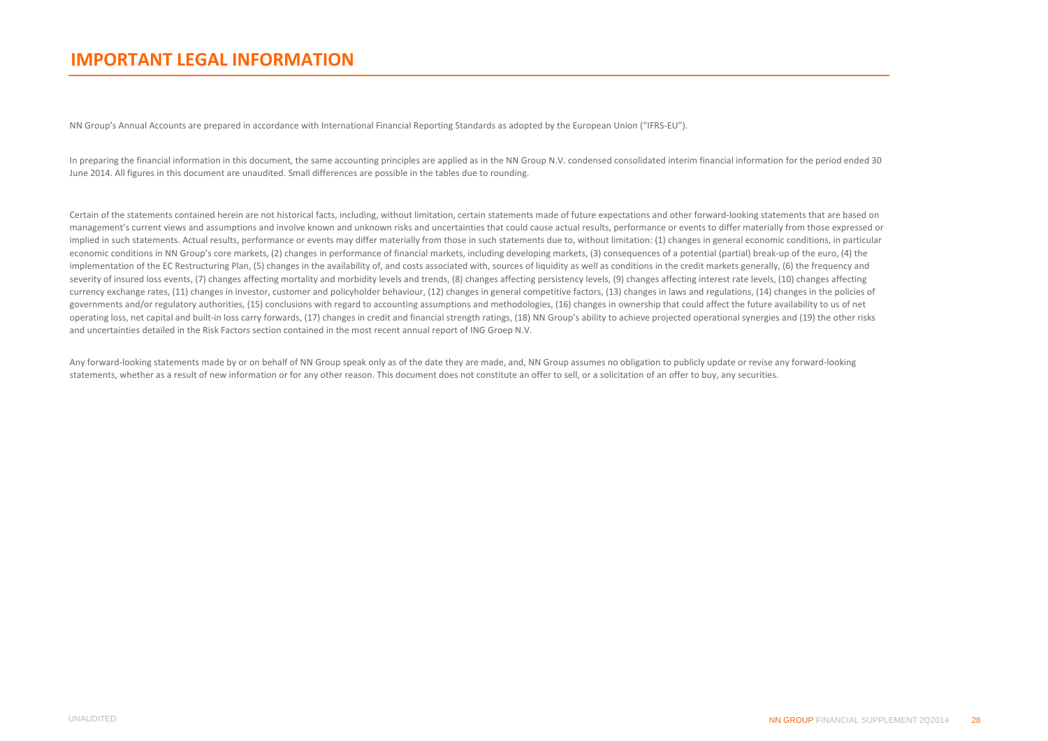# IMPORTANT LEGAL INFORMATION

NN Group's Annual Accounts are prepared in accordance with International Financial Reporting Standards as adopted by the European Union ("IFRS-EU").

In preparing the financial information in this document, the same accounting principles are applied as in the NN Group N.V. condensed consolidated interim financial information for the period ended 30 June 2014. All figures in this document are unaudited. Small differences are possible in the tables due to rounding.

Certain of the statements contained herein are not historical facts, including, without limitation, certain statements made of future expectations and other forward-looking statements that are based on management's current views and assumptions and involve known and unknown risks and uncertainties that could cause actual results, performance or events to differ materially from those expressed or implied in such statements. Actual results, performance or events may differ materially from those in such statements due to, without limitation: (1) changes in general economic conditions, in particular economic conditions in NN Group's core markets, (2) changes in performance of financial markets, including developing markets, (3) consequences of a potential (partial) break-up of the euro, (4) the implementation of the EC Restructuring Plan, (5) changes in the availability of, and costs associated with, sources of liquidity as well as conditions in the credit markets generally, (6) the frequency and severity of insured loss events, (7) changes affecting mortality and morbidity levels and trends, (8) changes affecting persistency levels, (9) changes affecting interest rate levels, (10) changes affecting currency exchange rates, (11) changes in investor, customer and policyholder behaviour, (12) changes in general competitive factors, (13) changes in laws and regulations, (14) changes in the policies of governments and/or regulatory authorities, (15) conclusions with regard to accounting assumptions and methodologies, (16) changes in ownership that could affect the future availability to us of net operating loss, net capital and built-in loss carry forwards, (17) changes in credit and financial strength ratings, (18) NN Group's ability to achieve projected operational synergies and (19) the other risks and uncertainties detailed in the Risk Factors section contained in the most recent annual report of ING Groep N.V.

Any forward-looking statements made by or on behalf of NN Group speak only as of the date they are made, and, NN Group assumes no obligation to publicly update or revise any forward-looking statements, whether as a result of new information or for any other reason. This document does not constitute an offer to sell, or a solicitation of an offer to buy, any securities.